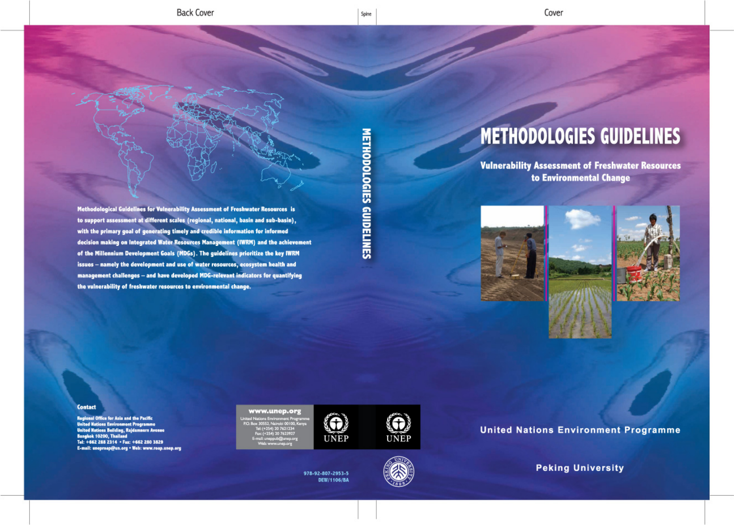# METHODOLOGIES GUIDELINES

## Vulnerability Assessment of Freshwater Resources to Environmental Change

United Nations Environment Programme

Peking University

**Methodological Guidelines for Vulnerability Assessment of Freshwater Resources** is to support assessment at different scales (regional, national, basin and sub-basin), with the primary goal of generating timely and credible information for informed decision making on Integrated Water Resources Management (IWRM) and the achievement of the Millennium Development Goals (MDGs). The guidelines prioritize the key IWRM issues – namely the development and use of water resources, ecosystem health and management challenges – and have developed MDG-relevant indicators for quantifying the vulnerability of freshwater resources to environmental change.

**Contact**

Regional Office for Asia and the Pacific
United Nations Environment Programme
United Nations Building, Rajdamnern Avenue
Bangkok 10200, Thailand
Tel: +662 288 2314 • Fax: +662 280 3829
E-mail: uneproap@un.org • Web: www.roap.unep.org

www.unep.org
United Nations Environment Programme
P.O. Box 30552, Nairobi 00100, Kenya
Tel: (+254) 20 7621234
Fax: (+254) 20 7623927
E-mail: uneppub@unep.org
Web: www.unep.org

UNEP

978-92-807-2953-5
DEW/1106/BA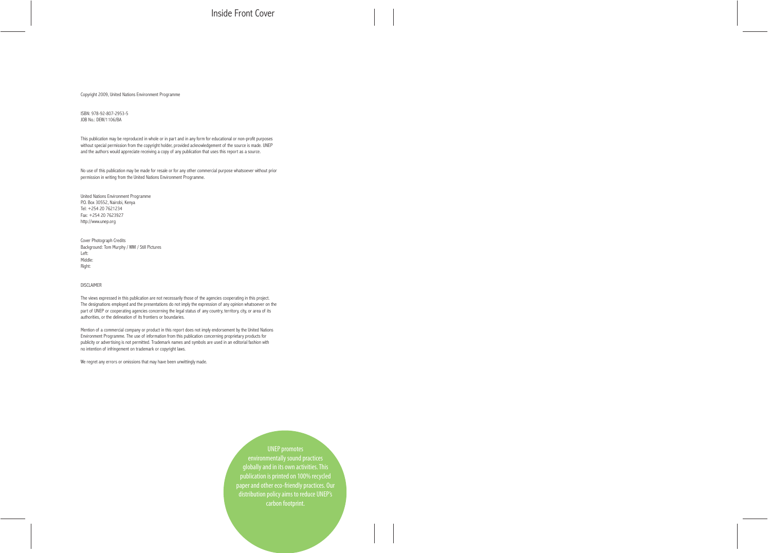Copyright 2009, United Nations Environment Programme

ISBN: 978-92-807-2953-5
JOB No.: DEW/1106/BA

This publication may be reproduced in whole or in part and in any form for educational or non-profit purposes without special permission from the copyright holder, provided acknowledgement of the source is made. UNEP and the authors would appreciate receiving a copy of any publication that uses this report as a source.

No use of this publication may be made for resale or for any other commercial purpose whatsoever without prior permission in writing from the United Nations Environment Programme.

United Nations Environment Programme
P.O. Box 30552, Nairobi, Kenya
Tel: +254 20 7621234
Fax: +254 20 7623927
http://www.unep.org

Cover Photograph Credits
Background: Tom Murphy / WWI / Still Pictures
Left:
Middle:
Right:

DISCLAIMER

The views expressed in this publication are not necessarily those of the agencies cooperating in this project. The designations employed and the presentations do not imply the expression of any opinion whatsoever on the part of UNEP or cooperating agencies concerning the legal status of any country, territory, city, or area of its authorities, or the delineation of its frontiers or boundaries.

Mention of a commercial company or product in this report does not imply endorsement by the United Nations Environment Programme. The use of information from this publication concerning proprietary products for publicity or advertising is not permitted. Trademark names and symbols are used in an editorial fashion with no intention of infringement on trademark or copyright laws.

We regret any errors or omissions that may have been unwittingly made.

UNEP promotes environmentally sound practices globally and in its own activities. This publication is printed on 100% recycled paper and other eco-friendly practices. Our distribution policy aims to reduce UNEP's carbon footprint.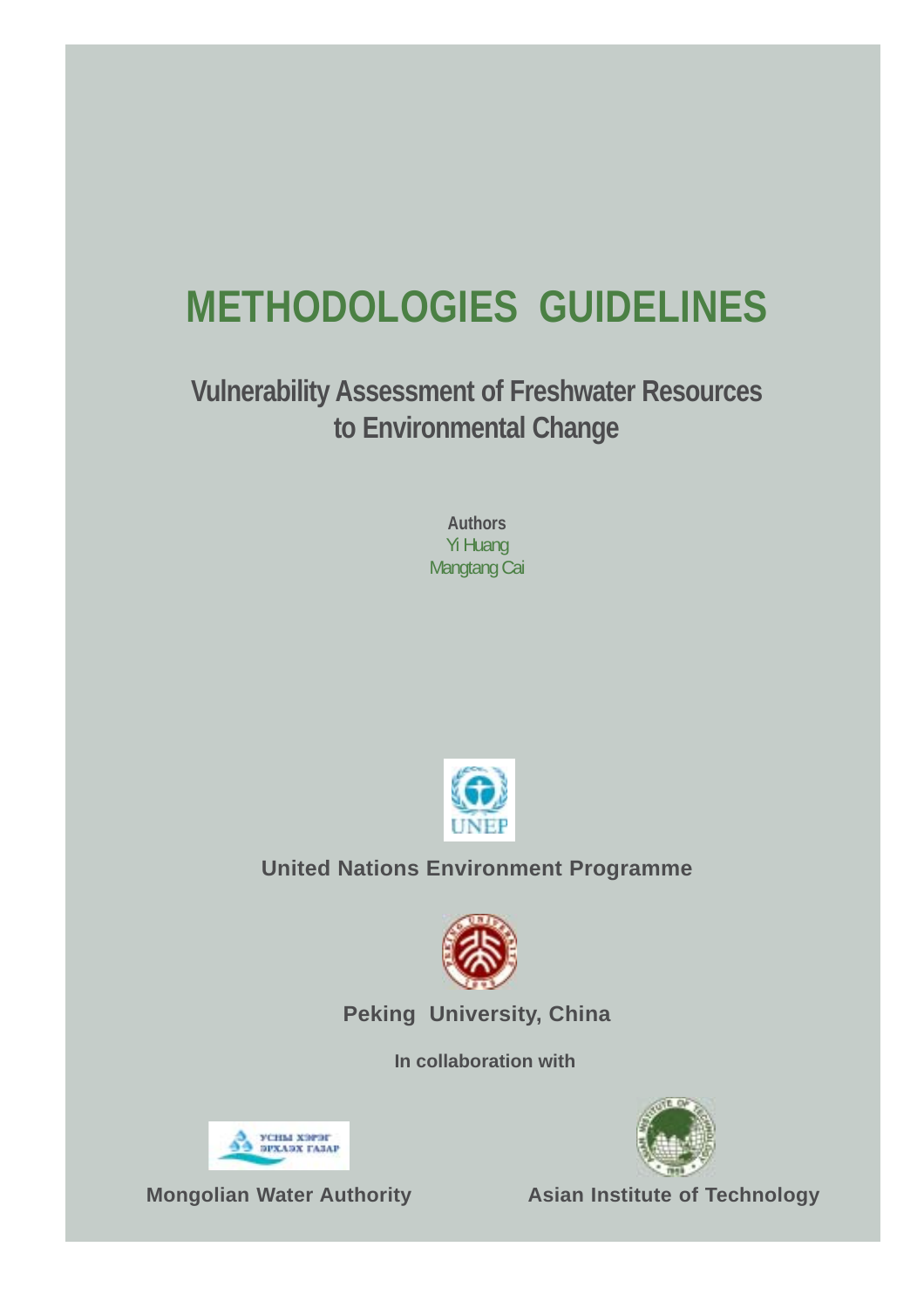# METHODOLOGIES GUIDELINES

## Vulnerability Assessment of Freshwater Resources to Environmental Change

**Authors**

Yi Huang

Mangtang Cai

**United Nations Environment Programme**

**Peking University, China**

**In collaboration with**

УСНЫ ХЭРЭГ ЭРХЛЭХ ГАЗАР

**Mongolian Water Authority**

**Asian Institute of Technology**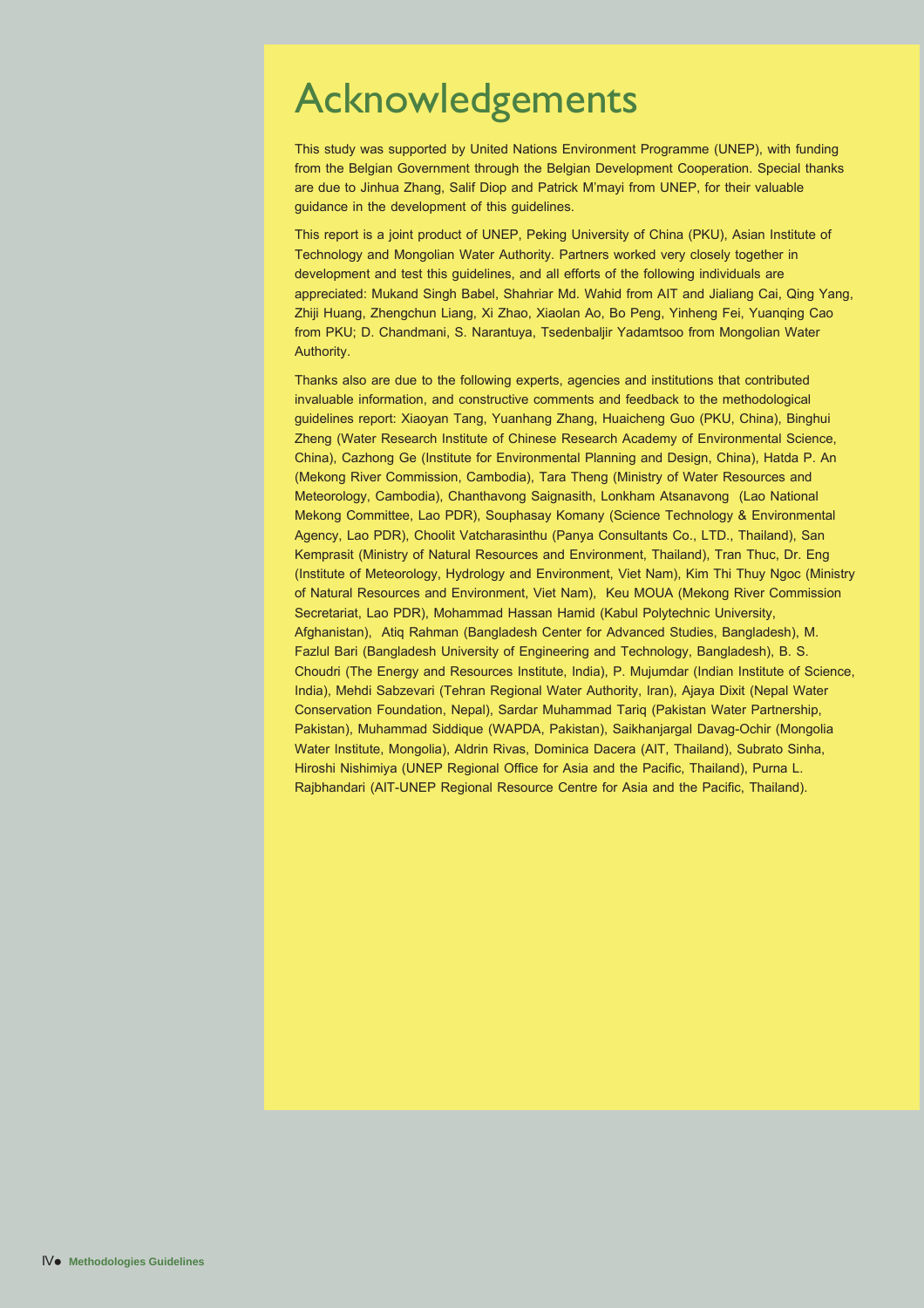# Acknowledgements

This study was supported by United Nations Environment Programme (UNEP), with funding from the Belgian Government through the Belgian Development Cooperation. Special thanks are due to Jinhua Zhang, Salif Diop and Patrick M'mayi from UNEP, for their valuable guidance in the development of this guidelines.

This report is a joint product of UNEP, Peking University of China (PKU), Asian Institute of Technology and Mongolian Water Authority. Partners worked very closely together in development and test this guidelines, and all efforts of the following individuals are appreciated: Mukand Singh Babel, Shahriar Md. Wahid from AIT and Jialiang Cai, Qing Yang, Zhiji Huang, Zhengchun Liang, Xi Zhao, Xiaolan Ao, Bo Peng, Yinheng Fei, Yuanqing Cao from PKU; D. Chandmani, S. Narantuya, Tsedenbaljir Yadamtsoo from Mongolian Water Authority.

Thanks also are due to the following experts, agencies and institutions that contributed invaluable information, and constructive comments and feedback to the methodological guidelines report: Xiaoyan Tang, Yuanhang Zhang, Huaicheng Guo (PKU, China), Binghui Zheng (Water Research Institute of Chinese Research Academy of Environmental Science, China), Cazhong Ge (Institute for Environmental Planning and Design, China), Hatda P. An (Mekong River Commission, Cambodia), Tara Theng (Ministry of Water Resources and Meteorology, Cambodia), Chanthavong Saignasith, Lonkham Atsanavong (Lao National Mekong Committee, Lao PDR), Souphasay Komany (Science Technology & Environmental Agency, Lao PDR), Choolit Vatcharasinthu (Panya Consultants Co., LTD., Thailand), San Kemprasit (Ministry of Natural Resources and Environment, Thailand), Tran Thuc, Dr. Eng (Institute of Meteorology, Hydrology and Environment, Viet Nam), Kim Thi Thuy Ngoc (Ministry of Natural Resources and Environment, Viet Nam), Keu MOUA (Mekong River Commission Secretariat, Lao PDR), Mohammad Hassan Hamid (Kabul Polytechnic University, Afghanistan), Atiq Rahman (Bangladesh Center for Advanced Studies, Bangladesh), M. Fazlul Bari (Bangladesh University of Engineering and Technology, Bangladesh), B. S. Choudri (The Energy and Resources Institute, India), P. Mujumdar (Indian Institute of Science, India), Mehdi Sabzevari (Tehran Regional Water Authority, Iran), Ajaya Dixit (Nepal Water Conservation Foundation, Nepal), Sardar Muhammad Tariq (Pakistan Water Partnership, Pakistan), Muhammad Siddique (WAPDA, Pakistan), Saikhanjargal Davag-Ochir (Mongolia Water Institute, Mongolia), Aldrin Rivas, Dominica Dacera (AIT, Thailand), Subrato Sinha, Hiroshi Nishimiya (UNEP Regional Office for Asia and the Pacific, Thailand), Purna L. Rajbhandari (AIT-UNEP Regional Resource Centre for Asia and the Pacific, Thailand).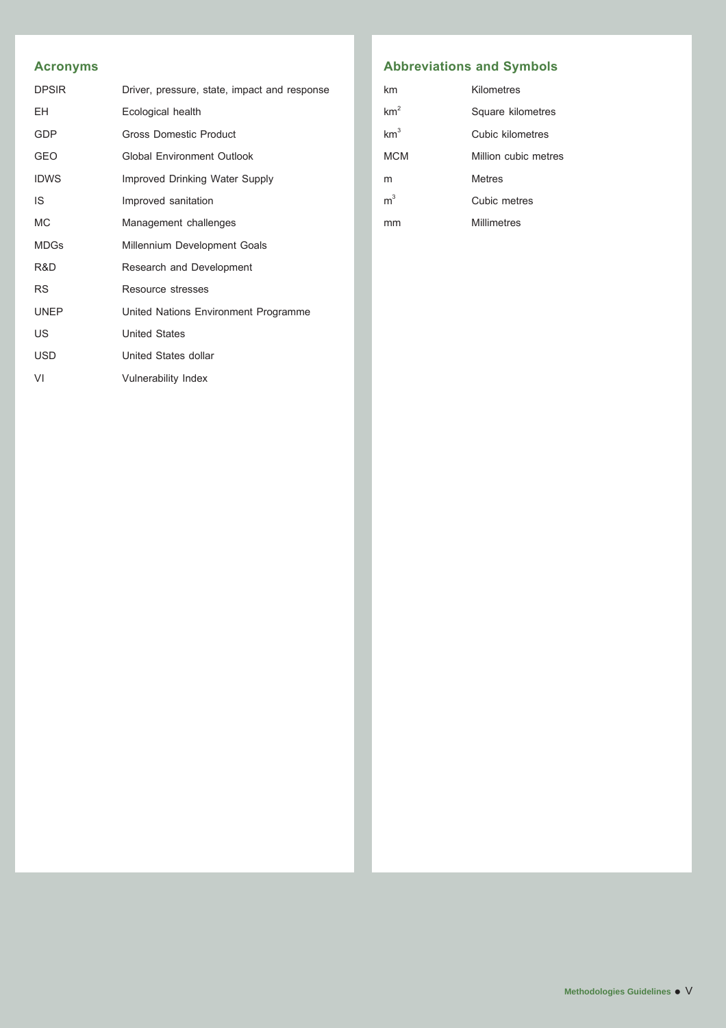## Acronyms

| | |
|---|---|
| DPSIR | Driver, pressure, state, impact and response |
| EH | Ecological health |
| GDP | Gross Domestic Product |
| GEO | Global Environment Outlook |
| IDWS | Improved Drinking Water Supply |
| IS | Improved sanitation |
| MC | Management challenges |
| MDGs | Millennium Development Goals |
| R&D | Research and Development |
| RS | Resource stresses |
| UNEP | United Nations Environment Programme |
| US | United States |
| USD | United States dollar |
| VI | Vulnerability Index |

## Abbreviations and Symbols

| | |
|---|---|
| km | Kilometres |
| $km^2$ | Square kilometres |
| $km^3$ | Cubic kilometres |
| MCM | Million cubic metres |
| m | Metres |
| $m^3$ | Cubic metres |
| mm | Millimetres |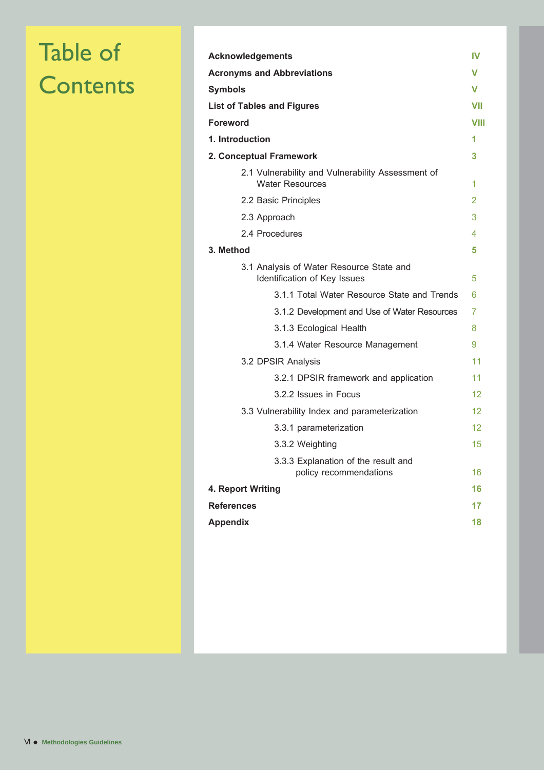# Table of Contents

| | |
|---|---|
| **Acknowledgements** | **IV** |
| **Acronyms and Abbreviations** | **V** |
| **Symbols** | **V** |
| **List of Tables and Figures** | **VII** |
| **Foreword** | **VIII** |
| **1. Introduction** | **1** |
| **2. Conceptual Framework** | **3** |
| 2.1 Vulnerability and Vulnerability Assessment of Water Resources | 1 |
| 2.2 Basic Principles | 2 |
| 2.3 Approach | 3 |
| 2.4 Procedures | 4 |
| **3. Method** | **5** |
| 3.1 Analysis of Water Resource State and Identification of Key Issues | 5 |
| 3.1.1 Total Water Resource State and Trends | 6 |
| 3.1.2 Development and Use of Water Resources | 7 |
| 3.1.3 Ecological Health | 8 |
| 3.1.4 Water Resource Management | 9 |
| 3.2 DPSIR Analysis | 11 |
| 3.2.1 DPSIR framework and application | 11 |
| 3.2.2 Issues in Focus | 12 |
| 3.3 Vulnerability Index and parameterization | 12 |
| 3.3.1 parameterization | 12 |
| 3.3.2 Weighting | 15 |
| 3.3.3 Explanation of the result and policy recommendations | 16 |
| **4. Report Writing** | **16** |
| **References** | **17** |
| **Appendix** | **18** |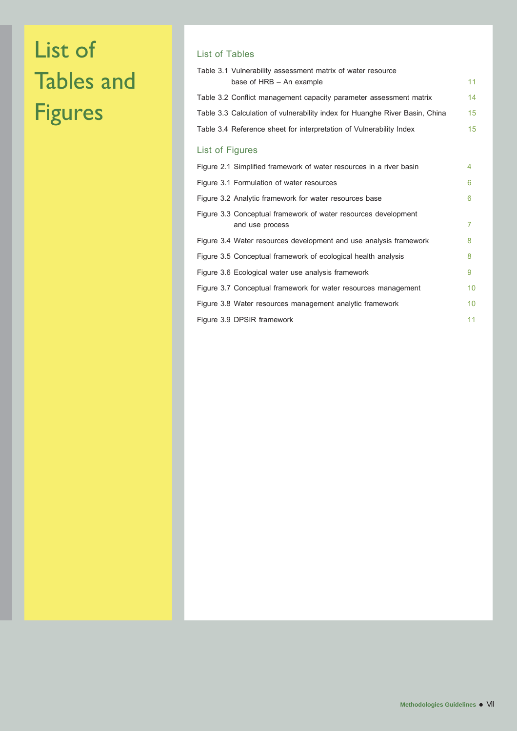# List of Tables and Figures

## List of Tables

Table 3.1 Vulnerability assessment matrix of water resource base of HRB – An example 11

Table 3.2 Conflict management capacity parameter assessment matrix 14

Table 3.3 Calculation of vulnerability index for Huanghe River Basin, China 15

Table 3.4 Reference sheet for interpretation of Vulnerability Index 15

## List of Figures

Figure 2.1 Simplified framework of water resources in a river basin 4

Figure 3.1 Formulation of water resources 6

Figure 3.2 Analytic framework for water resources base 6

Figure 3.3 Conceptual framework of water resources development and use process 7

Figure 3.4 Water resources development and use analysis framework 8

Figure 3.5 Conceptual framework of ecological health analysis 8

Figure 3.6 Ecological water use analysis framework 9

Figure 3.7 Conceptual framework for water resources management 10

Figure 3.8 Water resources management analytic framework 10

Figure 3.9 DPSIR framework 11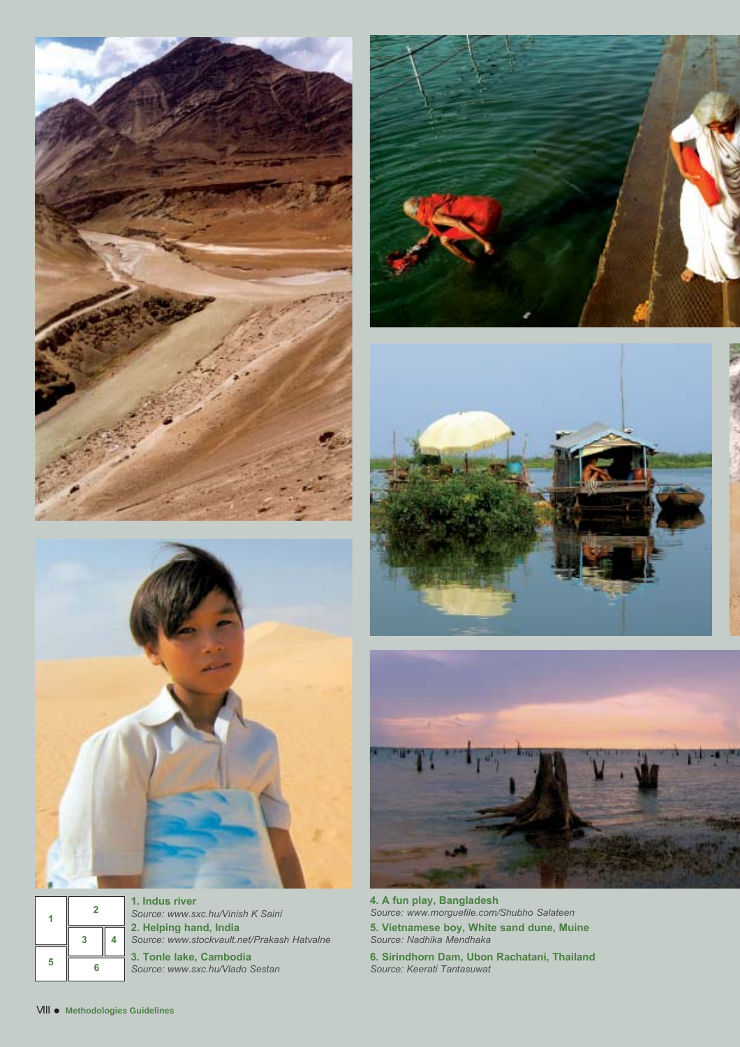1. Indus river
*Source: www.sxc.hu/Vinish K Saini*

2. Helping hand, India
*Source: www.stockvault.net/Prakash Hatvalne*

3. Tonle lake, Cambodia
*Source: www.sxc.hu/Vlado Sestan*

4. A fun play, Bangladesh
*Source: www.morguefile.com/Shubho Salateen*

5. Vietnamese boy, White sand dune, Muine
*Source: Nadhika Mendhaka*

6. Sirindhorn Dam, Ubon Rachatani, Thailand
*Source: Keerati Tantasuwat*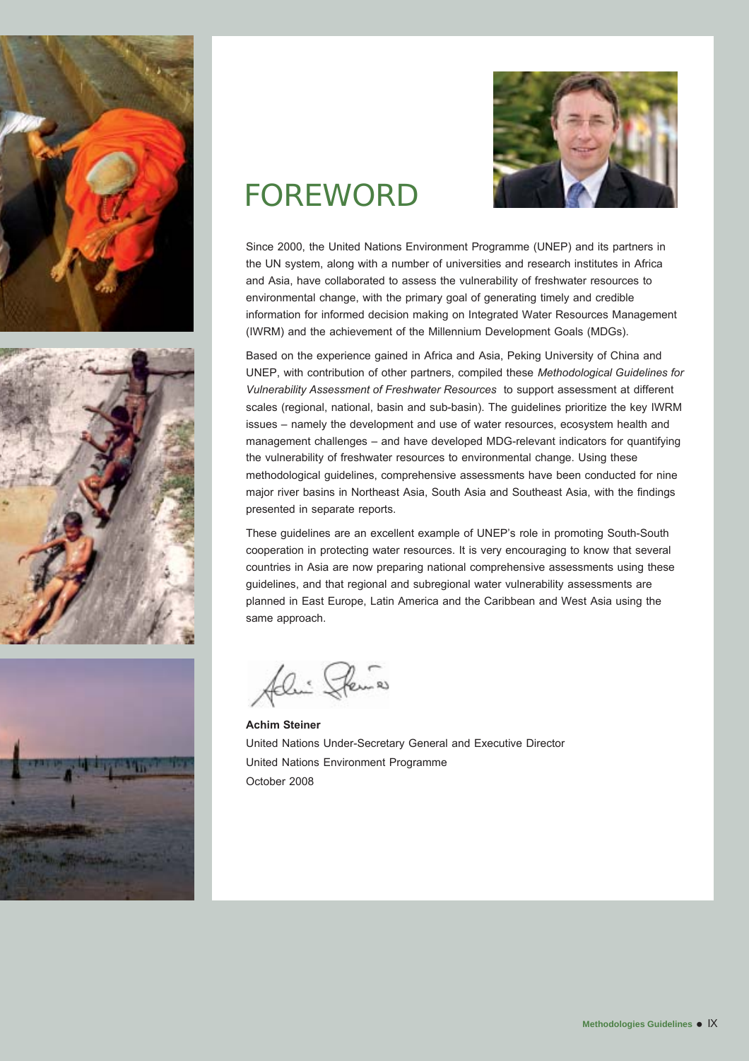# FOREWORD

Since 2000, the United Nations Environment Programme (UNEP) and its partners in the UN system, along with a number of universities and research institutes in Africa and Asia, have collaborated to assess the vulnerability of freshwater resources to environmental change, with the primary goal of generating timely and credible information for informed decision making on Integrated Water Resources Management (IWRM) and the achievement of the Millennium Development Goals (MDGs).

Based on the experience gained in Africa and Asia, Peking University of China and UNEP, with contribution of other partners, compiled these *Methodological Guidelines for Vulnerability Assessment of Freshwater Resources* to support assessment at different scales (regional, national, basin and sub-basin). The guidelines prioritize the key IWRM issues – namely the development and use of water resources, ecosystem health and management challenges – and have developed MDG-relevant indicators for quantifying the vulnerability of freshwater resources to environmental change. Using these methodological guidelines, comprehensive assessments have been conducted for nine major river basins in Northeast Asia, South Asia and Southeast Asia, with the findings presented in separate reports.

These guidelines are an excellent example of UNEP's role in promoting South-South cooperation in protecting water resources. It is very encouraging to know that several countries in Asia are now preparing national comprehensive assessments using these guidelines, and that regional and subregional water vulnerability assessments are planned in East Europe, Latin America and the Caribbean and West Asia using the same approach.

**Achim Steiner**
United Nations Under-Secretary General and Executive Director
United Nations Environment Programme
October 2008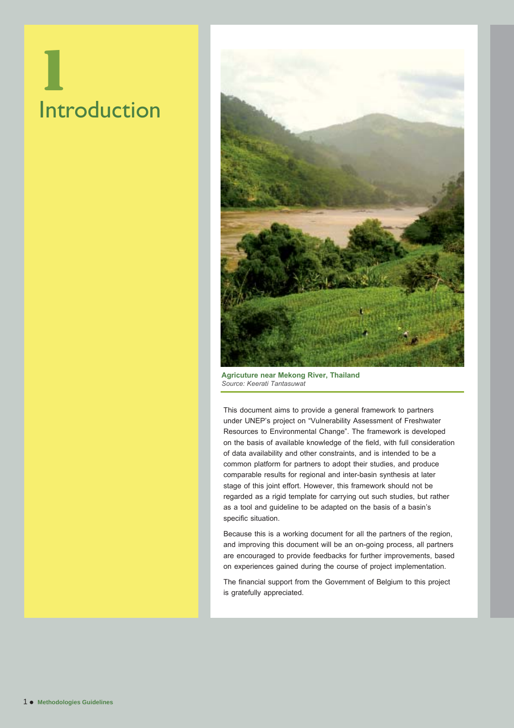# 1 Introduction

**Agricuture near Mekong River, Thailand**
*Source: Keerati Tantasuwat*

This document aims to provide a general framework to partners under UNEP's project on "Vulnerability Assessment of Freshwater Resources to Environmental Change". The framework is developed on the basis of available knowledge of the field, with full consideration of data availability and other constraints, and is intended to be a common platform for partners to adopt their studies, and produce comparable results for regional and inter-basin synthesis at later stage of this joint effort. However, this framework should not be regarded as a rigid template for carrying out such studies, but rather as a tool and guideline to be adapted on the basis of a basin's specific situation.

Because this is a working document for all the partners of the region, and improving this document will be an on-going process, all partners are encouraged to provide feedbacks for further improvements, based on experiences gained during the course of project implementation.

The financial support from the Government of Belgium to this project is gratefully appreciated.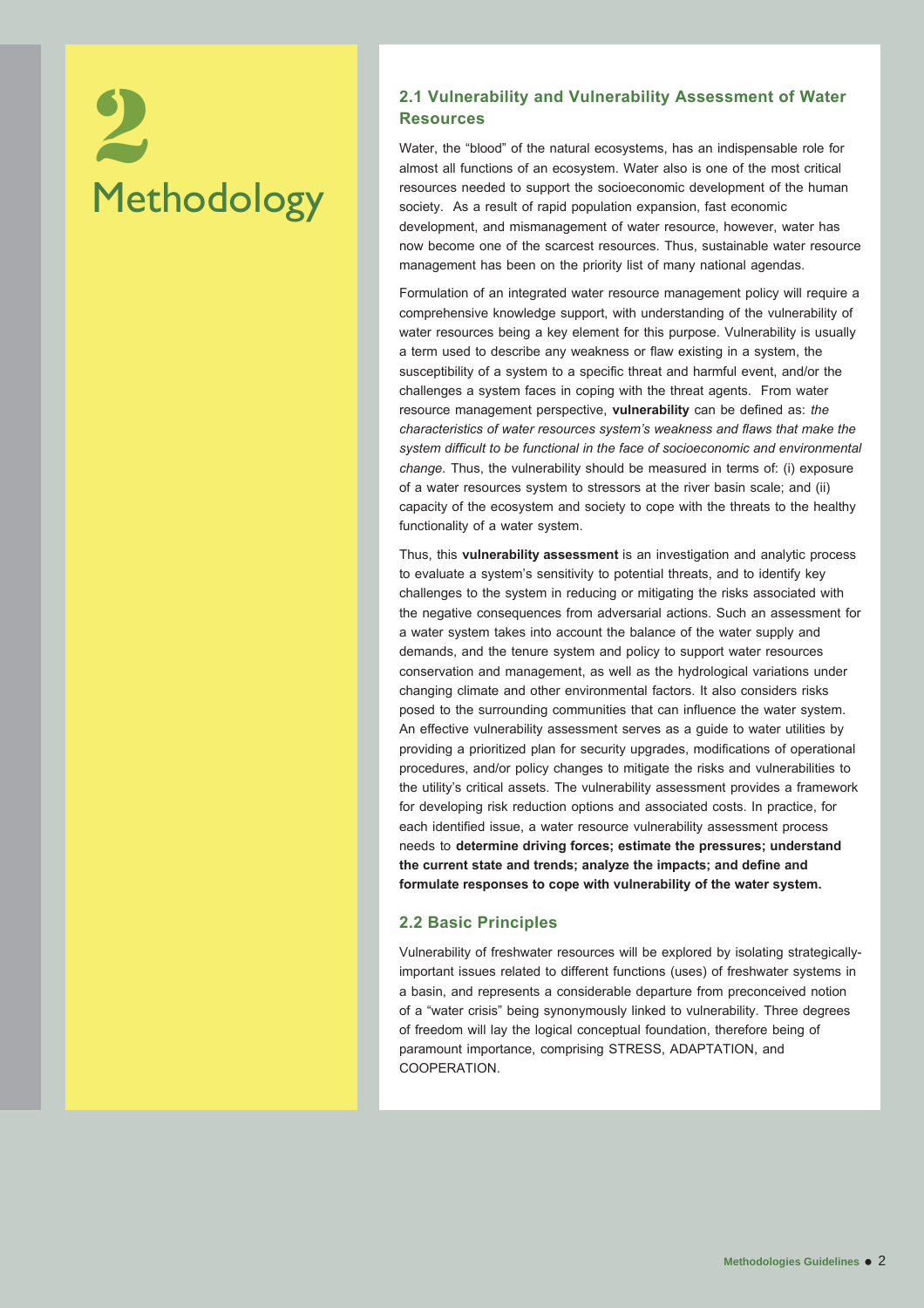# 2 Methodology

## 2.1 Vulnerability and Vulnerability Assessment of Water Resources

Water, the "blood" of the natural ecosystems, has an indispensable role for almost all functions of an ecosystem. Water also is one of the most critical resources needed to support the socioeconomic development of the human society. As a result of rapid population expansion, fast economic development, and mismanagement of water resource, however, water has now become one of the scarcest resources. Thus, sustainable water resource management has been on the priority list of many national agendas.

Formulation of an integrated water resource management policy will require a comprehensive knowledge support, with understanding of the vulnerability of water resources being a key element for this purpose. Vulnerability is usually a term used to describe any weakness or flaw existing in a system, the susceptibility of a system to a specific threat and harmful event, and/or the challenges a system faces in coping with the threat agents. From water resource management perspective, **vulnerability** can be defined as: *the characteristics of water resources system's weakness and flaws that make the system difficult to be functional in the face of socioeconomic and environmental change.* Thus, the vulnerability should be measured in terms of: (i) exposure of a water resources system to stressors at the river basin scale; and (ii) capacity of the ecosystem and society to cope with the threats to the healthy functionality of a water system.

Thus, this **vulnerability assessment** is an investigation and analytic process to evaluate a system's sensitivity to potential threats, and to identify key challenges to the system in reducing or mitigating the risks associated with the negative consequences from adversarial actions. Such an assessment for a water system takes into account the balance of the water supply and demands, and the tenure system and policy to support water resources conservation and management, as well as the hydrological variations under changing climate and other environmental factors. It also considers risks posed to the surrounding communities that can influence the water system. An effective vulnerability assessment serves as a guide to water utilities by providing a prioritized plan for security upgrades, modifications of operational procedures, and/or policy changes to mitigate the risks and vulnerabilities to the utility's critical assets. The vulnerability assessment provides a framework for developing risk reduction options and associated costs. In practice, for each identified issue, a water resource vulnerability assessment process needs to **determine driving forces; estimate the pressures; understand the current state and trends; analyze the impacts; and define and formulate responses to cope with vulnerability of the water system.**

## 2.2 Basic Principles

Vulnerability of freshwater resources will be explored by isolating strategically-important issues related to different functions (uses) of freshwater systems in a basin, and represents a considerable departure from preconceived notion of a "water crisis" being synonymously linked to vulnerability. Three degrees of freedom will lay the logical conceptual foundation, therefore being of paramount importance, comprising STRESS, ADAPTATION, and COOPERATION.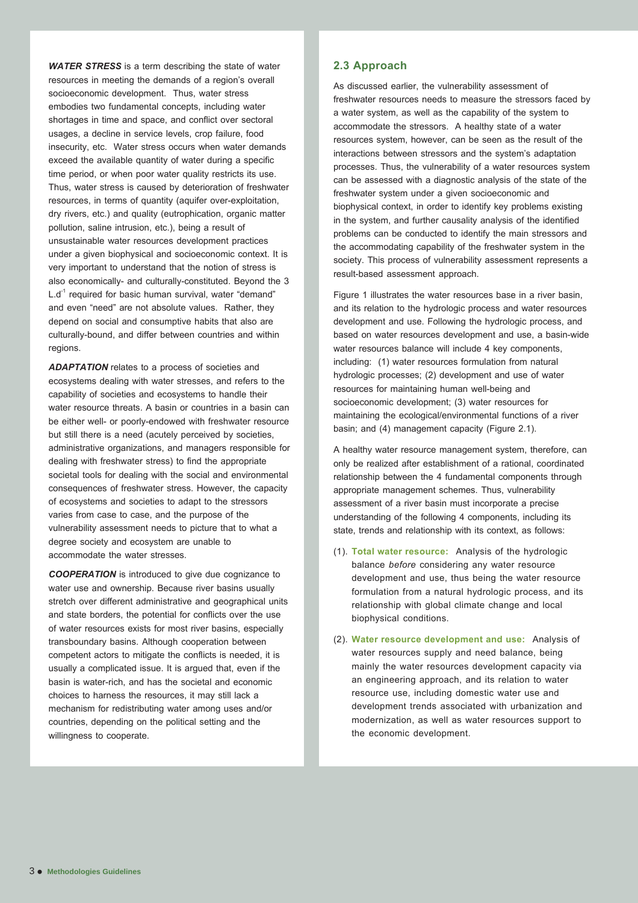***WATER STRESS*** is a term describing the state of water resources in meeting the demands of a region's overall socioeconomic development. Thus, water stress embodies two fundamental concepts, including water shortages in time and space, and conflict over sectoral usages, a decline in service levels, crop failure, food insecurity, etc. Water stress occurs when water demands exceed the available quantity of water during a specific time period, or when poor water quality restricts its use. Thus, water stress is caused by deterioration of freshwater resources, in terms of quantity (aquifer over-exploitation, dry rivers, etc.) and quality (eutrophication, organic matter pollution, saline intrusion, etc.), being a result of unsustainable water resources development practices under a given biophysical and socioeconomic context. It is very important to understand that the notion of stress is also economically- and culturally-constituted. Beyond the 3 $L.d^{-1}$ required for basic human survival, water "demand" and even "need" are not absolute values. Rather, they depend on social and consumptive habits that also are culturally-bound, and differ between countries and within regions.

***ADAPTATION*** relates to a process of societies and ecosystems dealing with water stresses, and refers to the capability of societies and ecosystems to handle their water resource threats. A basin or countries in a basin can be either well- or poorly-endowed with freshwater resource but still there is a need (acutely perceived by societies, administrative organizations, and managers responsible for dealing with freshwater stress) to find the appropriate societal tools for dealing with the social and environmental consequences of freshwater stress. However, the capacity of ecosystems and societies to adapt to the stressors varies from case to case, and the purpose of the vulnerability assessment needs to picture that to what a degree society and ecosystem are unable to accommodate the water stresses.

***COOPERATION*** is introduced to give due cognizance to water use and ownership. Because river basins usually stretch over different administrative and geographical units and state borders, the potential for conflicts over the use of water resources exists for most river basins, especially transboundary basins. Although cooperation between competent actors to mitigate the conflicts is needed, it is usually a complicated issue. It is argued that, even if the basin is water-rich, and has the societal and economic choices to harness the resources, it may still lack a mechanism for redistributing water among uses and/or countries, depending on the political setting and the willingness to cooperate.

## 2.3 Approach

As discussed earlier, the vulnerability assessment of freshwater resources needs to measure the stressors faced by a water system, as well as the capability of the system to accommodate the stressors. A healthy state of a water resources system, however, can be seen as the result of the interactions between stressors and the system's adaptation processes. Thus, the vulnerability of a water resources system can be assessed with a diagnostic analysis of the state of the freshwater system under a given socioeconomic and biophysical context, in order to identify key problems existing in the system, and further causality analysis of the identified problems can be conducted to identify the main stressors and the accommodating capability of the freshwater system in the society. This process of vulnerability assessment represents a result-based assessment approach.

Figure 1 illustrates the water resources base in a river basin, and its relation to the hydrologic process and water resources development and use. Following the hydrologic process, and based on water resources development and use, a basin-wide water resources balance will include 4 key components, including: (1) water resources formulation from natural hydrologic processes; (2) development and use of water resources for maintaining human well-being and socioeconomic development; (3) water resources for maintaining the ecological/environmental functions of a river basin; and (4) management capacity (Figure 2.1).

A healthy water resource management system, therefore, can only be realized after establishment of a rational, coordinated relationship between the 4 fundamental components through appropriate management schemes. Thus, vulnerability assessment of a river basin must incorporate a precise understanding of the following 4 components, including its state, trends and relationship with its context, as follows:

(1). **Total water resource:** Analysis of the hydrologic balance *before* considering any water resource development and use, thus being the water resource formulation from a natural hydrologic process, and its relationship with global climate change and local biophysical conditions.

(2). **Water resource development and use:** Analysis of water resources supply and need balance, being mainly the water resources development capacity via an engineering approach, and its relation to water resource use, including domestic water use and development trends associated with urbanization and modernization, as well as water resources support to the economic development.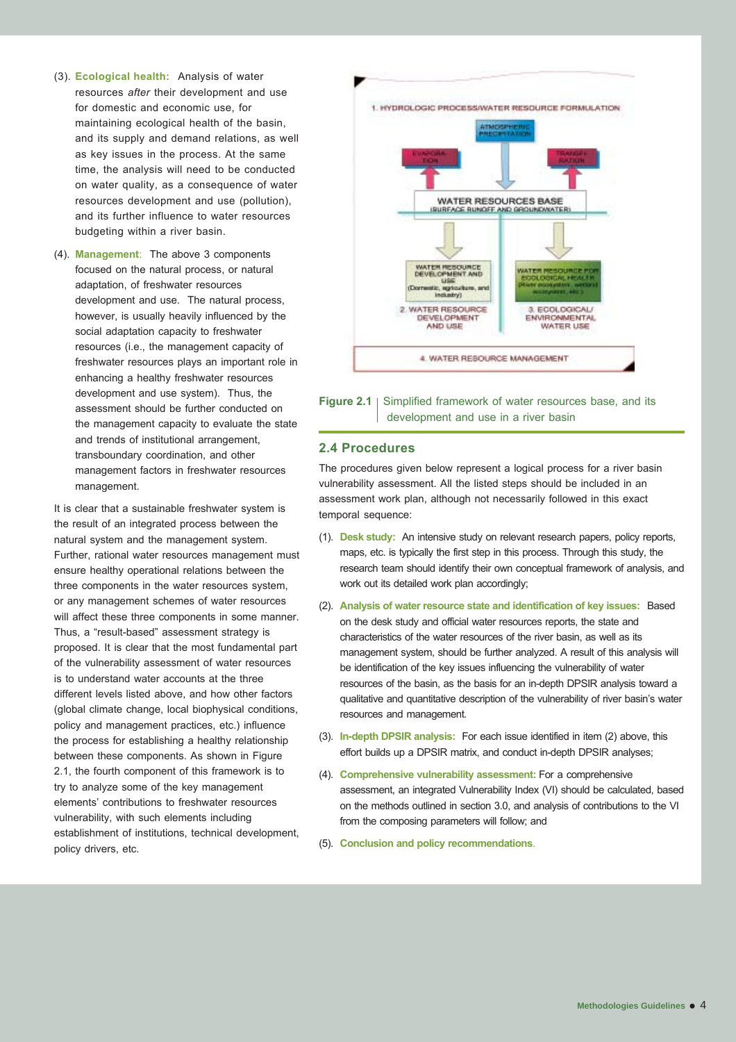(3). **Ecological health:** Analysis of water resources *after* their development and use for domestic and economic use, for maintaining ecological health of the basin, and its supply and demand relations, as well as key issues in the process. At the same time, the analysis will need to be conducted on water quality, as a consequence of water resources development and use (pollution), and its further influence to water resources budgeting within a river basin.

(4). **Management**: The above 3 components focused on the natural process, or natural adaptation, of freshwater resources development and use. The natural process, however, is usually heavily influenced by the social adaptation capacity to freshwater resources (i.e., the management capacity of freshwater resources plays an important role in enhancing a healthy freshwater resources development and use system). Thus, the assessment should be further conducted on the management capacity to evaluate the state and trends of institutional arrangement, transboundary coordination, and other management factors in freshwater resources management.

It is clear that a sustainable freshwater system is the result of an integrated process between the natural system and the management system. Further, rational water resources management must ensure healthy operational relations between the three components in the water resources system, or any management schemes of water resources will affect these three components in some manner. Thus, a "result-based" assessment strategy is proposed. It is clear that the most fundamental part of the vulnerability assessment of water resources is to understand water accounts at the three different levels listed above, and how other factors (global climate change, local biophysical conditions, policy and management practices, etc.) influence the process for establishing a healthy relationship between these components. As shown in Figure 2.1, the fourth component of this framework is to try to analyze some of the key management elements' contributions to freshwater resources vulnerability, with such elements including establishment of institutions, technical development, policy drivers, etc.

**Figure 2.1** Simplified framework of water resources base, and its development and use in a river basin

## 2.4 Procedures

The procedures given below represent a logical process for a river basin vulnerability assessment. All the listed steps should be included in an assessment work plan, although not necessarily followed in this exact temporal sequence:

(1). **Desk study:** An intensive study on relevant research papers, policy reports, maps, etc. is typically the first step in this process. Through this study, the research team should identify their own conceptual framework of analysis, and work out its detailed work plan accordingly;

(2). **Analysis of water resource state and identification of key issues:** Based on the desk study and official water resources reports, the state and characteristics of the water resources of the river basin, as well as its management system, should be further analyzed. A result of this analysis will be identification of the key issues influencing the vulnerability of water resources of the basin, as the basis for an in-depth DPSIR analysis toward a qualitative and quantitative description of the vulnerability of river basin's water resources and management.

(3). **In-depth DPSIR analysis:** For each issue identified in item (2) above, this effort builds up a DPSIR matrix, and conduct in-depth DPSIR analyses;

(4). **Comprehensive vulnerability assessment:** For a comprehensive assessment, an integrated Vulnerability Index (VI) should be calculated, based on the methods outlined in section 3.0, and analysis of contributions to the VI from the composing parameters will follow; and

(5). **Conclusion and policy recommendations.**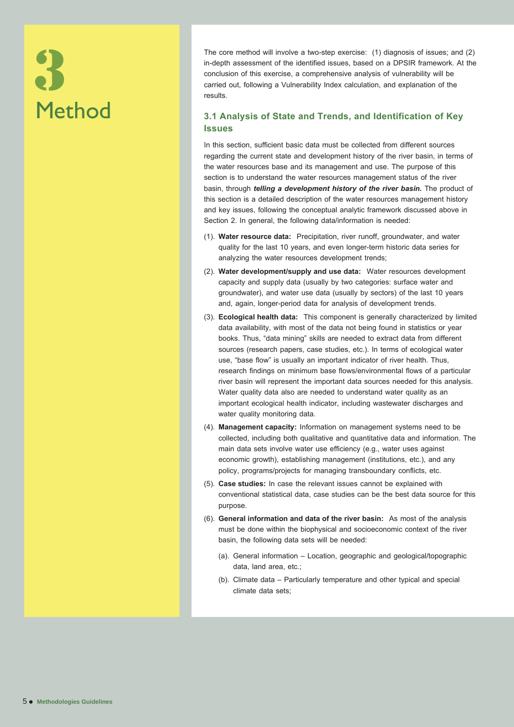# 3 Method

The core method will involve a two-step exercise: (1) diagnosis of issues; and (2) in-depth assessment of the identified issues, based on a DPSIR framework. At the conclusion of this exercise, a comprehensive analysis of vulnerability will be carried out, following a Vulnerability Index calculation, and explanation of the results.

## 3.1 Analysis of State and Trends, and Identification of Key Issues

In this section, sufficient basic data must be collected from different sources regarding the current state and development history of the river basin, in terms of the water resources base and its management and use. The purpose of this section is to understand the water resources management status of the river basin, through ***telling a development history of the river basin.*** The product of this section is a detailed description of the water resources management history and key issues, following the conceptual analytic framework discussed above in Section 2. In general, the following data/information is needed:

(1). **Water resource data:** Precipitation, river runoff, groundwater, and water quality for the last 10 years, and even longer-term historic data series for analyzing the water resources development trends;

(2). **Water development/supply and use data:** Water resources development capacity and supply data (usually by two categories: surface water and groundwater), and water use data (usually by sectors) of the last 10 years and, again, longer-period data for analysis of development trends.

(3). **Ecological health data:** This component is generally characterized by limited data availability, with most of the data not being found in statistics or year books. Thus, "data mining" skills are needed to extract data from different sources (research papers, case studies, etc.). In terms of ecological water use, "base flow" is usually an important indicator of river health. Thus, research findings on minimum base flows/environmental flows of a particular river basin will represent the important data sources needed for this analysis. Water quality data also are needed to understand water quality as an important ecological health indicator, including wastewater discharges and water quality monitoring data.

(4). **Management capacity:** Information on management systems need to be collected, including both qualitative and quantitative data and information. The main data sets involve water use efficiency (e.g., water uses against economic growth), establishing management (institutions, etc.), and any policy, programs/projects for managing transboundary conflicts, etc.

(5). **Case studies:** In case the relevant issues cannot be explained with conventional statistical data, case studies can be the best data source for this purpose.

(6). **General information and data of the river basin:** As most of the analysis must be done within the biophysical and socioeconomic context of the river basin, the following data sets will be needed:

   (a). General information – Location, geographic and geological/topographic data, land area, etc.;

   (b). Climate data – Particularly temperature and other typical and special climate data sets;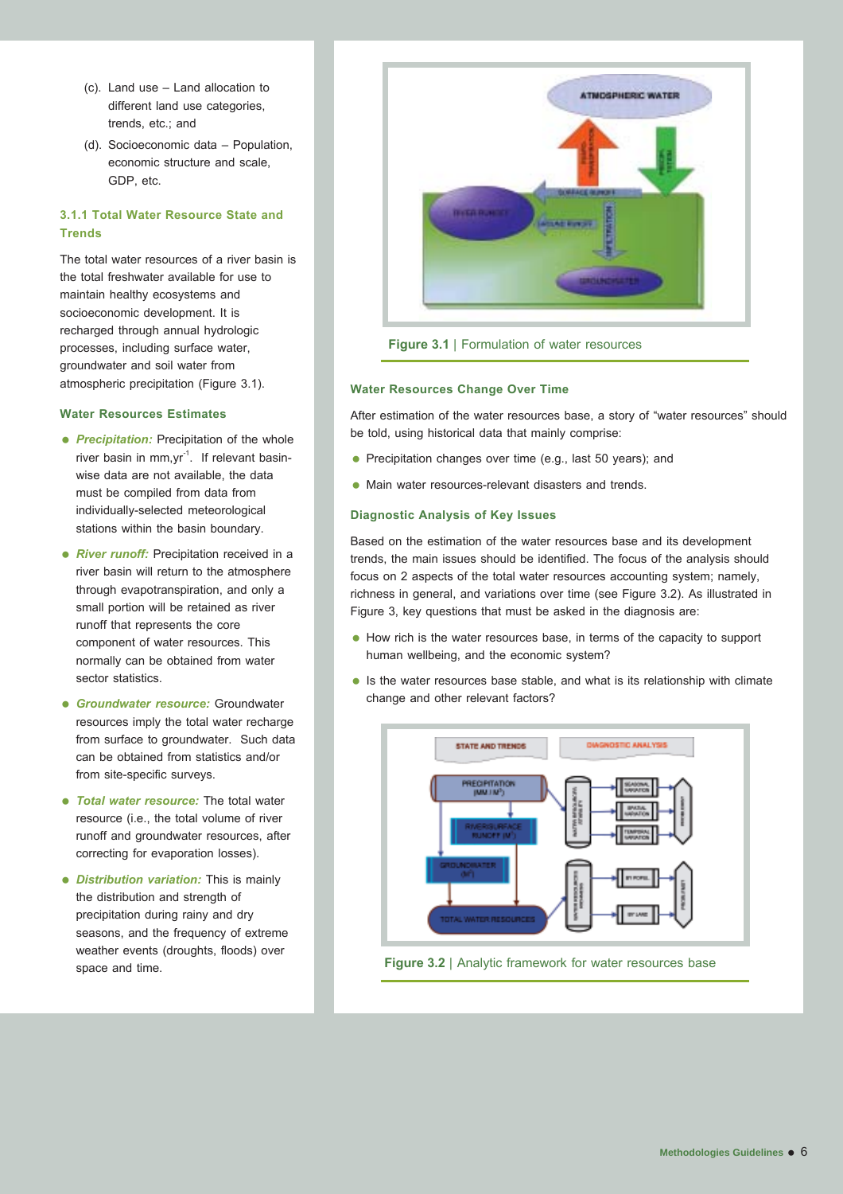(c). Land use – Land allocation to different land use categories, trends, etc.; and

(d). Socioeconomic data – Population, economic structure and scale, GDP, etc.

### 3.1.1 Total Water Resource State and Trends

The total water resources of a river basin is the total freshwater available for use to maintain healthy ecosystems and socioeconomic development. It is recharged through annual hydrologic processes, including surface water, groundwater and soil water from atmospheric precipitation (Figure 3.1).

#### Water Resources Estimates

- ***Precipitation:*** Precipitation of the whole river basin in mm,yr$^{-1}$. If relevant basin-wise data are not available, the data must be compiled from data from individually-selected meteorological stations within the basin boundary.
- ***River runoff:*** Precipitation received in a river basin will return to the atmosphere through evapotranspiration, and only a small portion will be retained as river runoff that represents the core component of water resources. This normally can be obtained from water sector statistics.
- ***Groundwater resource:*** Groundwater resources imply the total water recharge from surface to groundwater. Such data can be obtained from statistics and/or from site-specific surveys.
- ***Total water resource:*** The total water resource (i.e., the total volume of river runoff and groundwater resources, after correcting for evaporation losses).
- ***Distribution variation:*** This is mainly the distribution and strength of precipitation during rainy and dry seasons, and the frequency of extreme weather events (droughts, floods) over space and time.

**Figure 3.1** | Formulation of water resources

#### Water Resources Change Over Time

After estimation of the water resources base, a story of "water resources" should be told, using historical data that mainly comprise:

- Precipitation changes over time (e.g., last 50 years); and
- Main water resources-relevant disasters and trends.

#### Diagnostic Analysis of Key Issues

Based on the estimation of the water resources base and its development trends, the main issues should be identified. The focus of the analysis should focus on 2 aspects of the total water resources accounting system; namely, richness in general, and variations over time (see Figure 3.2). As illustrated in Figure 3, key questions that must be asked in the diagnosis are:

- How rich is the water resources base, in terms of the capacity to support human wellbeing, and the economic system?
- Is the water resources base stable, and what is its relationship with climate change and other relevant factors?

**Figure 3.2** | Analytic framework for water resources base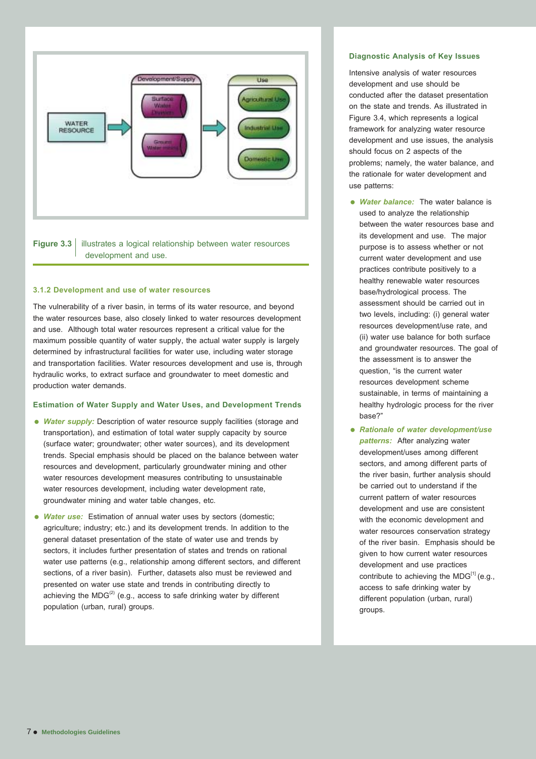**Figure 3.3** illustrates a logical relationship between water resources development and use.

### 3.1.2 Development and use of water resources

The vulnerability of a river basin, in terms of its water resource, and beyond the water resources base, also closely linked to water resources development and use. Although total water resources represent a critical value for the maximum possible quantity of water supply, the actual water supply is largely determined by infrastructural facilities for water use, including water storage and transportation facilities. Water resources development and use is, through hydraulic works, to extract surface and groundwater to meet domestic and production water demands.

#### Estimation of Water Supply and Water Uses, and Development Trends

- ***Water supply:*** Description of water resource supply facilities (storage and transportation), and estimation of total water supply capacity by source (surface water; groundwater; other water sources), and its development trends. Special emphasis should be placed on the balance between water resources and development, particularly groundwater mining and other water resources development measures contributing to unsustainable water resources development, including water development rate, groundwater mining and water table changes, etc.
- ***Water use:*** Estimation of annual water uses by sectors (domestic; agriculture; industry; etc.) and its development trends. In addition to the general dataset presentation of the state of water use and trends by sectors, it includes further presentation of states and trends on rational water use patterns (e.g., relationship among different sectors, and different sections, of a river basin). Further, datasets also must be reviewed and presented on water use state and trends in contributing directly to achieving the MDG[2] (e.g., access to safe drinking water by different population (urban, rural) groups.

#### Diagnostic Analysis of Key Issues

Intensive analysis of water resources development and use should be conducted after the dataset presentation on the state and trends. As illustrated in Figure 3.4, which represents a logical framework for analyzing water resource development and use issues, the analysis should focus on 2 aspects of the problems; namely, the water balance, and the rationale for water development and use patterns:

- ***Water balance:*** The water balance is used to analyze the relationship between the water resources base and its development and use. The major purpose is to assess whether or not current water development and use practices contribute positively to a healthy renewable water resources base/hydrological process. The assessment should be carried out in two levels, including: (i) general water resources development/use rate, and (ii) water use balance for both surface and groundwater resources. The goal of the assessment is to answer the question, "is the current water resources development scheme sustainable, in terms of maintaining a healthy hydrologic process for the river base?"
- ***Rationale of water development/use patterns:*** After analyzing water development/uses among different sectors, and among different parts of the river basin, further analysis should be carried out to understand if the current pattern of water resources development and use are consistent with the economic development and water resources conservation strategy of the river basin. Emphasis should be given to how current water resources development and use practices contribute to achieving the MDG[1] (e.g., access to safe drinking water by different population (urban, rural) groups.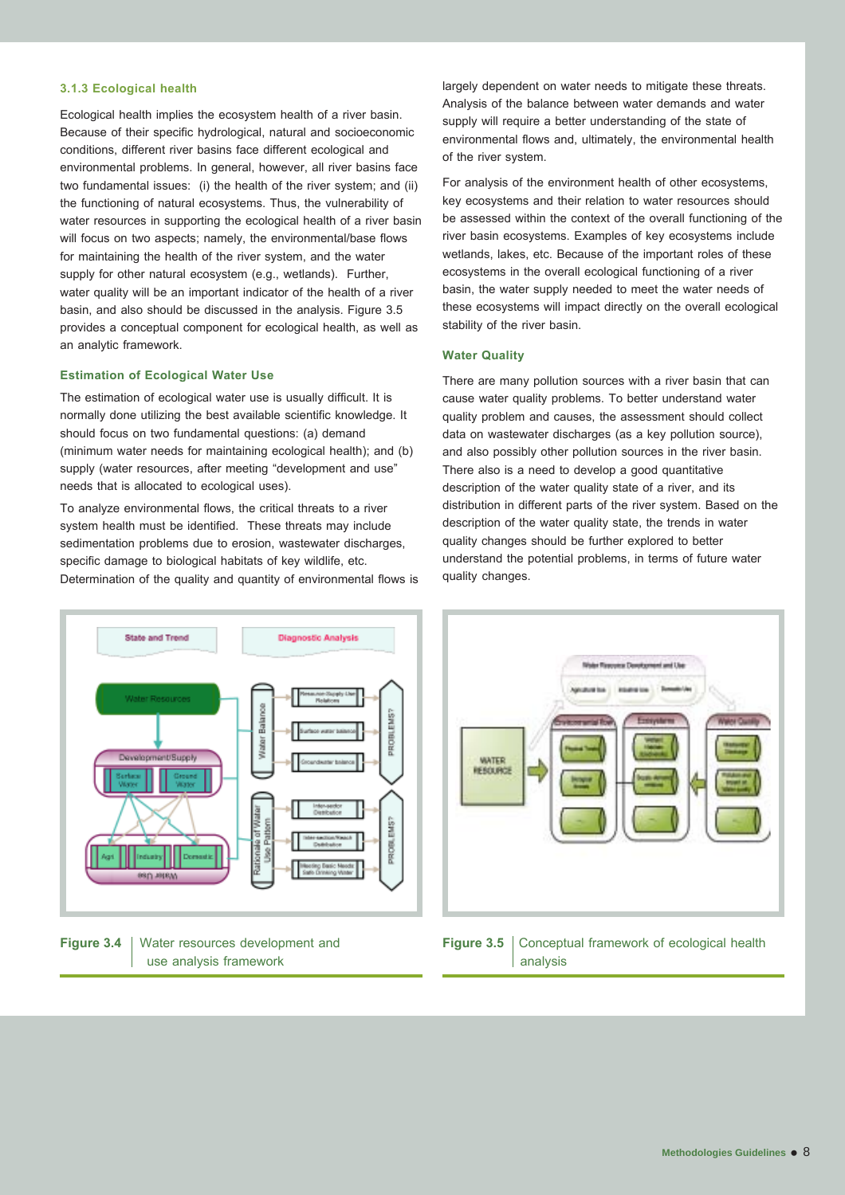### 3.1.3 Ecological health

Ecological health implies the ecosystem health of a river basin. Because of their specific hydrological, natural and socioeconomic conditions, different river basins face different ecological and environmental problems. In general, however, all river basins face two fundamental issues: (i) the health of the river system; and (ii) the functioning of natural ecosystems. Thus, the vulnerability of water resources in supporting the ecological health of a river basin will focus on two aspects; namely, the environmental/base flows for maintaining the health of the river system, and the water supply for other natural ecosystem (e.g., wetlands). Further, water quality will be an important indicator of the health of a river basin, and also should be discussed in the analysis. Figure 3.5 provides a conceptual component for ecological health, as well as an analytic framework.

#### Estimation of Ecological Water Use

The estimation of ecological water use is usually difficult. It is normally done utilizing the best available scientific knowledge. It should focus on two fundamental questions: (a) demand (minimum water needs for maintaining ecological health); and (b) supply (water resources, after meeting "development and use" needs that is allocated to ecological uses).

To analyze environmental flows, the critical threats to a river system health must be identified. These threats may include sedimentation problems due to erosion, wastewater discharges, specific damage to biological habitats of key wildlife, etc. Determination of the quality and quantity of environmental flows is largely dependent on water needs to mitigate these threats. Analysis of the balance between water demands and water supply will require a better understanding of the state of environmental flows and, ultimately, the environmental health of the river system.

For analysis of the environment health of other ecosystems, key ecosystems and their relation to water resources should be assessed within the context of the overall functioning of the river basin ecosystems. Examples of key ecosystems include wetlands, lakes, etc. Because of the important roles of these ecosystems in the overall ecological functioning of a river basin, the water supply needed to meet the water needs of these ecosystems will impact directly on the overall ecological stability of the river basin.

#### Water Quality

There are many pollution sources with a river basin that can cause water quality problems. To better understand water quality problem and causes, the assessment should collect data on wastewater discharges (as a key pollution source), and also possibly other pollution sources in the river basin. There also is a need to develop a good quantitative description of the water quality state of a river, and its distribution in different parts of the river system. Based on the description of the water quality state, the trends in water quality changes should be further explored to better understand the potential problems, in terms of future water quality changes.

**Figure 3.4** Water resources development and use analysis framework

**Figure 3.5** Conceptual framework of ecological health analysis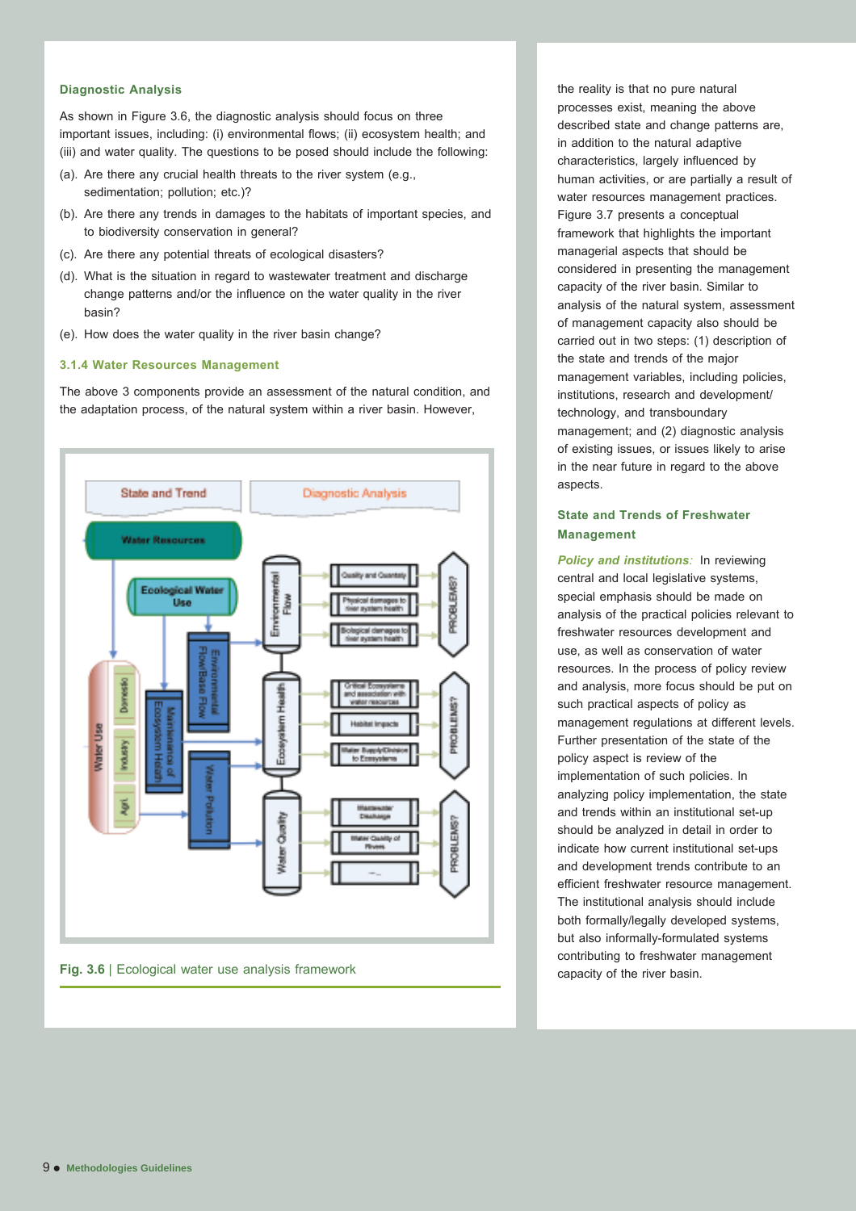#### Diagnostic Analysis

As shown in Figure 3.6, the diagnostic analysis should focus on three important issues, including: (i) environmental flows; (ii) ecosystem health; and (iii) and water quality. The questions to be posed should include the following:

(a). Are there any crucial health threats to the river system (e.g., sedimentation; pollution; etc.)?

(b). Are there any trends in damages to the habitats of important species, and to biodiversity conservation in general?

(c). Are there any potential threats of ecological disasters?

(d). What is the situation in regard to wastewater treatment and discharge change patterns and/or the influence on the water quality in the river basin?

(e). How does the water quality in the river basin change?

### 3.1.4 Water Resources Management

The above 3 components provide an assessment of the natural condition, and the adaptation process, of the natural system within a river basin. However, the reality is that no pure natural processes exist, meaning the above described state and change patterns are, in addition to the natural adaptive characteristics, largely influenced by human activities, or are partially a result of water resources management practices. Figure 3.7 presents a conceptual framework that highlights the important managerial aspects that should be considered in presenting the management capacity of the river basin. Similar to analysis of the natural system, assessment of management capacity also should be carried out in two steps: (1) description of the state and trends of the major management variables, including policies, institutions, research and development/ technology, and transboundary management; and (2) diagnostic analysis of existing issues, or issues likely to arise in the near future in regard to the above aspects.

**Fig. 3.6** | Ecological water use analysis framework

#### State and Trends of Freshwater Management

*Policy and institutions:* In reviewing central and local legislative systems, special emphasis should be made on analysis of the practical policies relevant to freshwater resources development and use, as well as conservation of water resources. In the process of policy review and analysis, more focus should be put on such practical aspects of policy as management regulations at different levels. Further presentation of the state of the policy aspect is review of the implementation of such policies. In analyzing policy implementation, the state and trends within an institutional set-up should be analyzed in detail in order to indicate how current institutional set-ups and development trends contribute to an efficient freshwater resource management. The institutional analysis should include both formally/legally developed systems, but also informally-formulated systems contributing to freshwater management capacity of the river basin.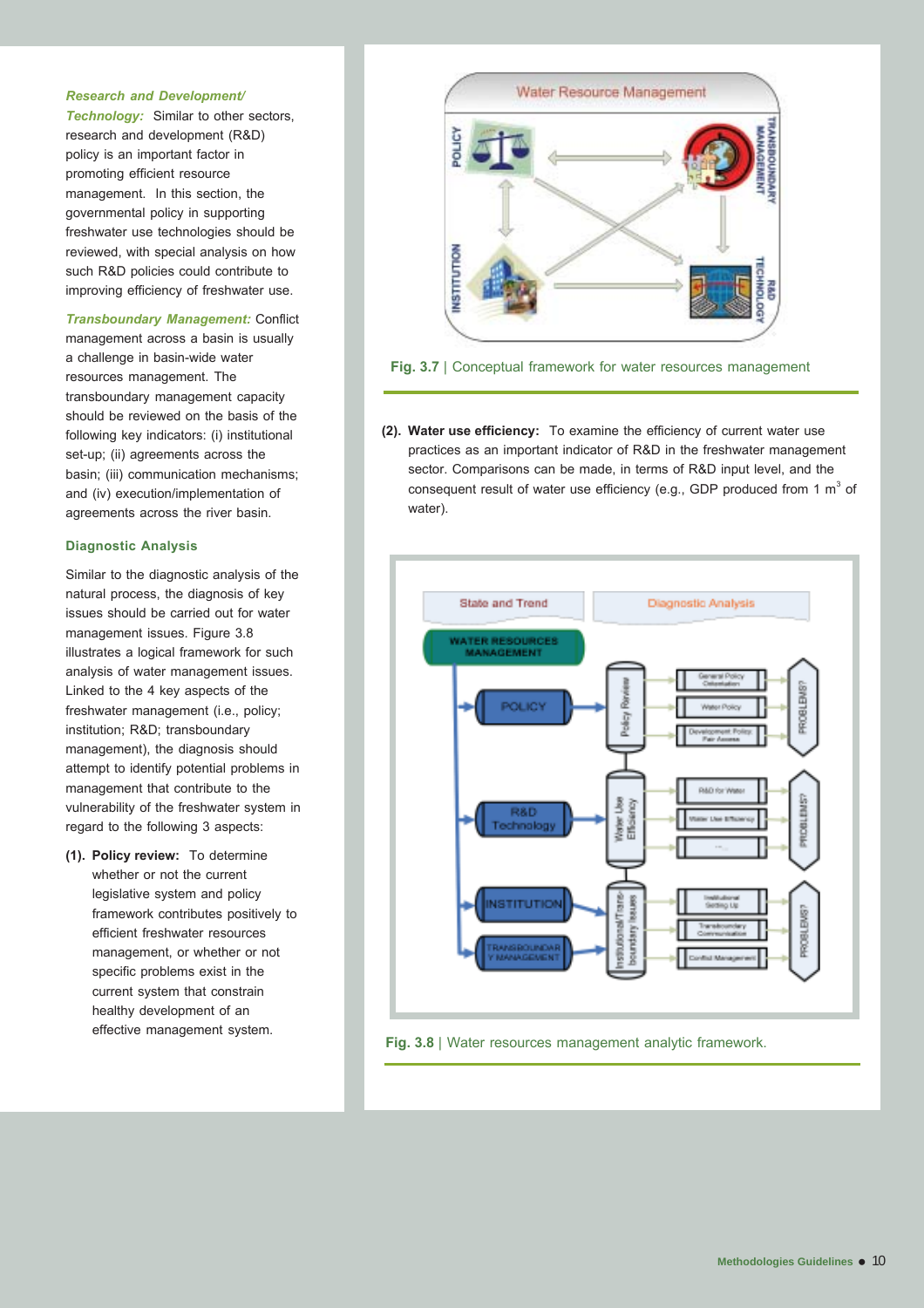***Research and Development/ Technology:*** Similar to other sectors, research and development (R&D) policy is an important factor in promoting efficient resource management. In this section, the governmental policy in supporting freshwater use technologies should be reviewed, with special analysis on how such R&D policies could contribute to improving efficiency of freshwater use.

***Transboundary Management:*** Conflict management across a basin is usually a challenge in basin-wide water resources management. The transboundary management capacity should be reviewed on the basis of the following key indicators: (i) institutional set-up; (ii) agreements across the basin; (iii) communication mechanisms; and (iv) execution/implementation of agreements across the river basin.

### Diagnostic Analysis

Similar to the diagnostic analysis of the natural process, the diagnosis of key issues should be carried out for water management issues. Figure 3.8 illustrates a logical framework for such analysis of water management issues. Linked to the 4 key aspects of the freshwater management (i.e., policy; institution; R&D; transboundary management), the diagnosis should attempt to identify potential problems in management that contribute to the vulnerability of the freshwater system in regard to the following 3 aspects:

**(1). Policy review:** To determine whether or not the current legislative system and policy framework contributes positively to efficient freshwater resources management, or whether or not specific problems exist in the current system that constrain healthy development of an effective management system.

**Fig. 3.7** | Conceptual framework for water resources management

**(2). Water use efficiency:** To examine the efficiency of current water use practices as an important indicator of R&D in the freshwater management sector. Comparisons can be made, in terms of R&D input level, and the consequent result of water use efficiency (e.g., GDP produced from 1 $m^3$ of water).

**Fig. 3.8** | Water resources management analytic framework.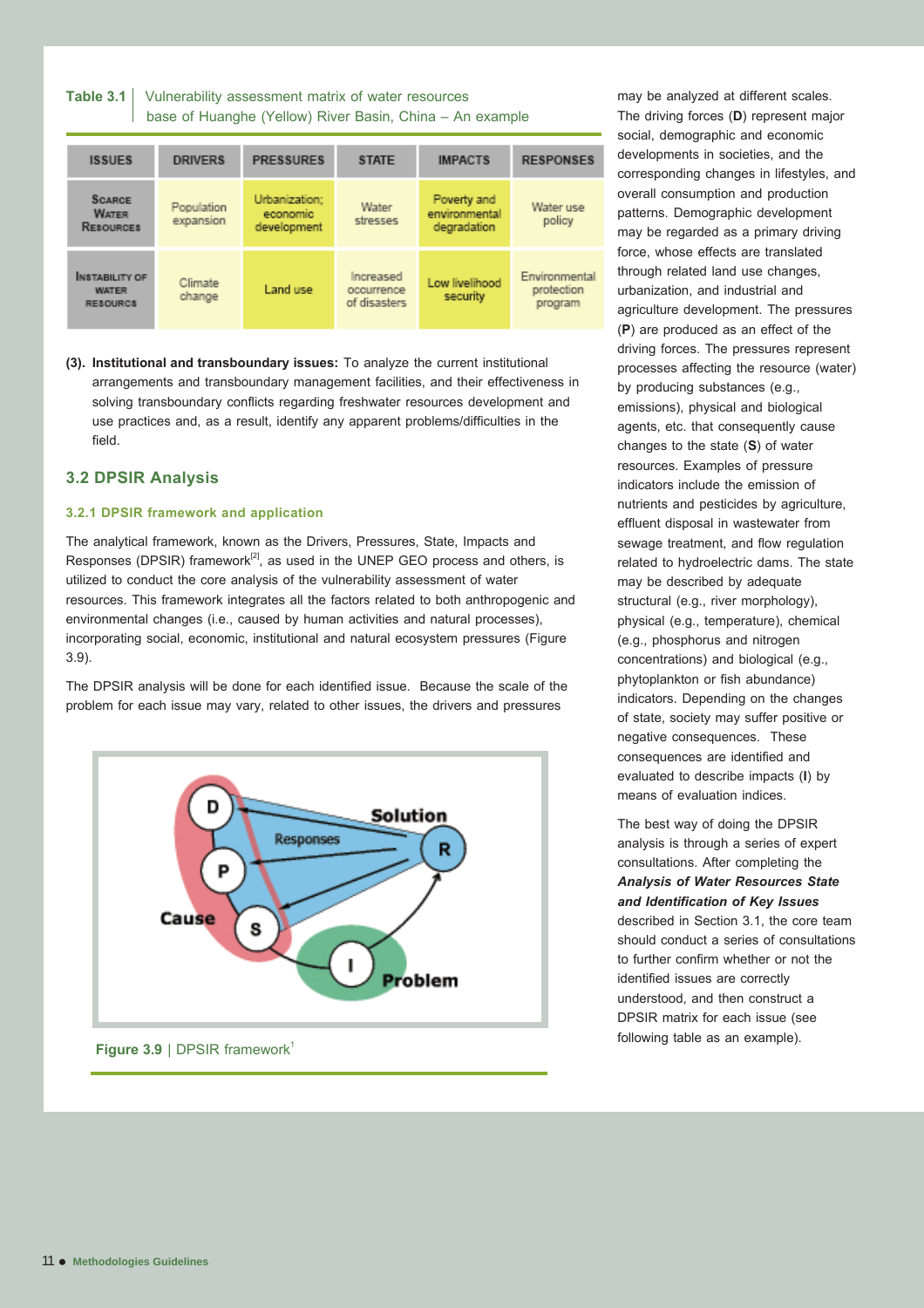**Table 3.1** | Vulnerability assessment matrix of water resources base of Huanghe (Yellow) River Basin, China – An example

| ISSUES | DRIVERS | PRESSURES | STATE | IMPACTS | RESPONSES |
|---|---|---|---|---|---|
| Scarce Water Resources | Population expansion | Urbanization; economic development | Water stresses | Poverty and environmental degradation | Water use policy |
| Instability of Water Resources | Climate change | Land use | Increased occurrence of disasters | Low livelihood security | Environmental protection program |

**(3). Institutional and transboundary issues:** To analyze the current institutional arrangements and transboundary management facilities, and their effectiveness in solving transboundary conflicts regarding freshwater resources development and use practices and, as a result, identify any apparent problems/difficulties in the field.

## 3.2 DPSIR Analysis

### 3.2.1 DPSIR framework and application

The analytical framework, known as the Drivers, Pressures, State, Impacts and Responses (DPSIR) framework[2], as used in the UNEP GEO process and others, is utilized to conduct the core analysis of the vulnerability assessment of water resources. This framework integrates all the factors related to both anthropogenic and environmental changes (i.e., caused by human activities and natural processes), incorporating social, economic, institutional and natural ecosystem pressures (Figure 3.9).

The DPSIR analysis will be done for each identified issue. Because the scale of the problem for each issue may vary, related to other issues, the drivers and pressures may be analyzed at different scales. The driving forces (**D**) represent major social, demographic and economic developments in societies, and the corresponding changes in lifestyles, and overall consumption and production patterns. Demographic development may be regarded as a primary driving force, whose effects are translated through related land use changes, urbanization, and industrial and agriculture development. The pressures (**P**) are produced as an effect of the driving forces. The pressures represent processes affecting the resource (water) by producing substances (e.g., emissions), physical and biological agents, etc. that consequently cause changes to the state (**S**) of water resources. Examples of pressure indicators include the emission of nutrients and pesticides by agriculture, effluent disposal in wastewater from sewage treatment, and flow regulation related to hydroelectric dams. The state may be described by adequate structural (e.g., river morphology), physical (e.g., temperature), chemical (e.g., phosphorus and nitrogen concentrations) and biological (e.g., phytoplankton or fish abundance) indicators. Depending on the changes of state, society may suffer positive or negative consequences. These consequences are identified and evaluated to describe impacts (**I**) by means of evaluation indices.

**Figure 3.9** | DPSIR framework[1]

The best way of doing the DPSIR analysis is through a series of expert consultations. After completing the ***Analysis of Water Resources State and Identification of Key Issues*** described in Section 3.1, the core team should conduct a series of consultations to further confirm whether or not the identified issues are correctly understood, and then construct a DPSIR matrix for each issue (see following table as an example).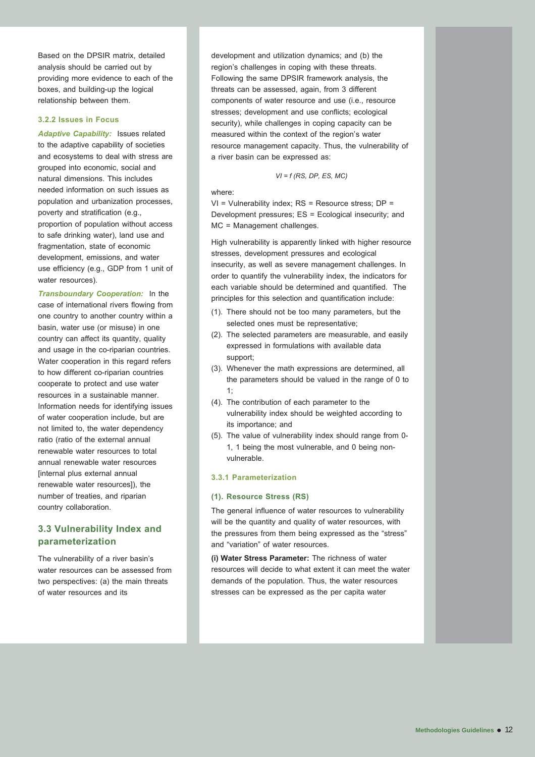Based on the DPSIR matrix, detailed analysis should be carried out by providing more evidence to each of the boxes, and building-up the logical relationship between them.

### 3.2.2 Issues in Focus

***Adaptive Capability:*** Issues related to the adaptive capability of societies and ecosystems to deal with stress are grouped into economic, social and natural dimensions. This includes needed information on such issues as population and urbanization processes, poverty and stratification (e.g., proportion of population without access to safe drinking water), land use and fragmentation, state of economic development, emissions, and water use efficiency (e.g., GDP from 1 unit of water resources).

***Transboundary Cooperation:*** In the case of international rivers flowing from one country to another country within a basin, water use (or misuse) in one country can affect its quantity, quality and usage in the co-riparian countries. Water cooperation in this regard refers to how different co-riparian countries cooperate to protect and use water resources in a sustainable manner. Information needs for identifying issues of water cooperation include, but are not limited to, the water dependency ratio (ratio of the external annual renewable water resources to total annual renewable water resources [internal plus external annual renewable water resources]), the number of treaties, and riparian country collaboration.

## 3.3 Vulnerability Index and parameterization

The vulnerability of a river basin's water resources can be assessed from two perspectives: (a) the main threats of water resources and its development and utilization dynamics; and (b) the region's challenges in coping with these threats. Following the same DPSIR framework analysis, the threats can be assessed, again, from 3 different components of water resource and use (i.e., resource stresses; development and use conflicts; ecological security), while challenges in coping capacity can be measured within the context of the region's water resource management capacity. Thus, the vulnerability of a river basin can be expressed as:

$$VI = f\,(RS, DP, ES, MC)$$

where:

VI = Vulnerability index; RS = Resource stress; DP = Development pressures; ES = Ecological insecurity; and MC = Management challenges.

High vulnerability is apparently linked with higher resource stresses, development pressures and ecological insecurity, as well as severe management challenges. In order to quantify the vulnerability index, the indicators for each variable should be determined and quantified. The principles for this selection and quantification include:

(1). There should not be too many parameters, but the selected ones must be representative;

(2). The selected parameters are measurable, and easily expressed in formulations with available data support;

(3). Whenever the math expressions are determined, all the parameters should be valued in the range of 0 to 1;

(4). The contribution of each parameter to the vulnerability index should be weighted according to its importance; and

(5). The value of vulnerability index should range from 0-1, 1 being the most vulnerable, and 0 being non-vulnerable.

### 3.3.1 Parameterization

#### (1). Resource Stress (RS)

The general influence of water resources to vulnerability will be the quantity and quality of water resources, with the pressures from them being expressed as the "stress" and "variation" of water resources.

**(i) Water Stress Parameter:** The richness of water resources will decide to what extent it can meet the water demands of the population. Thus, the water resources stresses can be expressed as the per capita water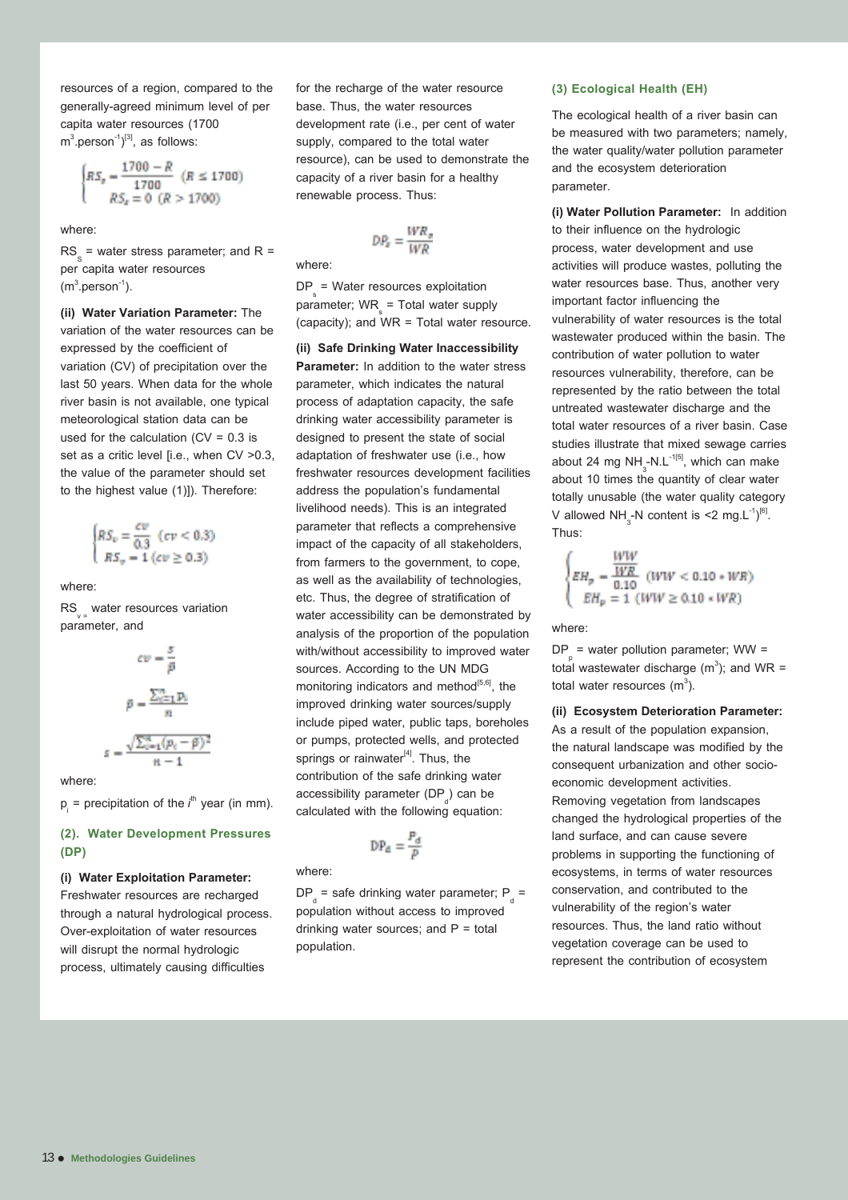resources of a region, compared to the generally-agreed minimum level of per capita water resources (1700 $m^3.person^{-1}$)[3], as follows:

$$\begin{cases} RS_s = \frac{1700 - R}{1700} \ (R \leq 1700) \\ RS_s = 0 \ (R > 1700) \end{cases}$$

where:

$RS_s$ = water stress parameter; and R = per capita water resources ($m^3.person^{-1}$).

**(ii) Water Variation Parameter:** The variation of the water resources can be expressed by the coefficient of variation (CV) of precipitation over the last 50 years. When data for the whole river basin is not available, one typical meteorological station data can be used for the calculation (CV = 0.3 is set as a critic level [i.e., when CV >0.3, the value of the parameter should set to the highest value (1)]). Therefore:

$$\begin{cases} RS_v = \frac{cv}{0.3} \ (cv < 0.3) \\ RS_v = 1 \ (cv \geq 0.3) \end{cases}$$

where:

$RS_v$ = water resources variation parameter, and

$$cv = \frac{s}{\bar{p}}$$

$$\bar{p} = \frac{\sum_{i=1}^{n} p_i}{n}$$

$$s = \frac{\sqrt{\sum_{i=1}^{n}(p_i - \bar{p})^2}}{n - 1}$$

where:

$p_i$ = precipitation of the $i^{th}$ year (in mm).

### (2). Water Development Pressures (DP)

**(i) Water Exploitation Parameter:** Freshwater resources are recharged through a natural hydrological process. Over-exploitation of water resources will disrupt the normal hydrologic process, ultimately causing difficulties for the recharge of the water resource base. Thus, the water resources development rate (i.e., per cent of water supply, compared to the total water resource), can be used to demonstrate the capacity of a river basin for a healthy renewable process. Thus:

$$DP_s = \frac{WR_s}{WR}$$

where:

$DP_s$ = Water resources exploitation parameter; $WR_s$ = Total water supply (capacity); and WR = Total water resource.

**(ii) Safe Drinking Water Inaccessibility Parameter:** In addition to the water stress parameter, which indicates the natural process of adaptation capacity, the safe drinking water accessibility parameter is designed to present the state of social adaptation of freshwater use (i.e., how freshwater resources development facilities address the population's fundamental livelihood needs). This is an integrated parameter that reflects a comprehensive impact of the capacity of all stakeholders, from farmers to the government, to cope, as well as the availability of technologies, etc. Thus, the degree of stratification of water accessibility can be demonstrated by analysis of the proportion of the population with/without accessibility to improved water sources. According to the UN MDG monitoring indicators and method[5,6], the improved drinking water sources/supply include piped water, public taps, boreholes or pumps, protected wells, and protected springs or rainwater[4]. Thus, the contribution of the safe drinking water accessibility parameter ($DP_d$) can be calculated with the following equation:

$$DP_d = \frac{P_d}{P}$$

where:

$DP_d$ = safe drinking water parameter; $P_d$ = population without access to improved drinking water sources; and P = total population.

### (3) Ecological Health (EH)

The ecological health of a river basin can be measured with two parameters; namely, the water quality/water pollution parameter and the ecosystem deterioration parameter.

**(i) Water Pollution Parameter:** In addition to their influence on the hydrologic process, water development and use activities will produce wastes, polluting the water resources base. Thus, another very important factor influencing the vulnerability of water resources is the total wastewater produced within the basin. The contribution of water pollution to water resources vulnerability, therefore, can be represented by the ratio between the total untreated wastewater discharge and the total water resources of a river basin. Case studies illustrate that mixed sewage carries about 24 mg $NH_3$-N.$L^{-1}$[5], which can make about 10 times the quantity of clear water totally unusable (the water quality category V allowed $NH_3$-N content is <2 mg.$L^{-1}$)[6]. Thus:

$$\begin{cases} EH_p = \frac{\frac{WW}{WR}}{0.10} \ (WW < 0.10 * WR) \\ EH_p = 1 \ (WW \geq 0.10 * WR) \end{cases}$$

where:

$DP_p$ = water pollution parameter; WW = total wastewater discharge ($m^3$); and WR = total water resources ($m^3$).

**(ii) Ecosystem Deterioration Parameter:** As a result of the population expansion, the natural landscape was modified by the consequent urbanization and other socio-economic development activities. Removing vegetation from landscapes changed the hydrological properties of the land surface, and can cause severe problems in supporting the functioning of ecosystems, in terms of water resources conservation, and contributed to the vulnerability of the region's water resources. Thus, the land ratio without vegetation coverage can be used to represent the contribution of ecosystem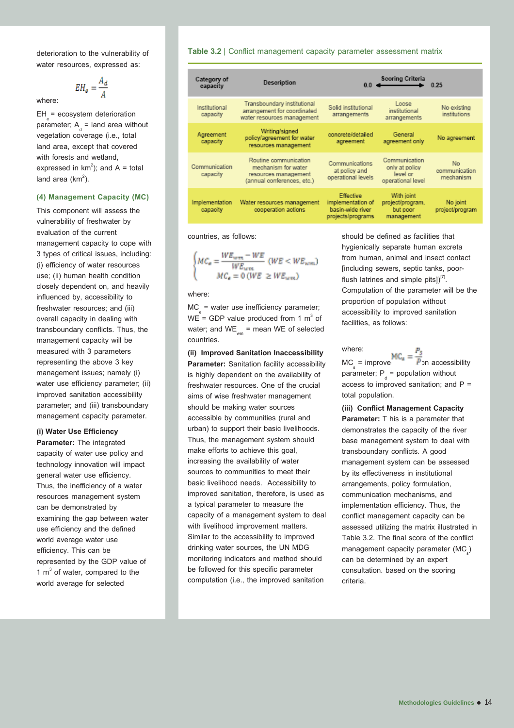deterioration to the vulnerability of water resources, expressed as:

$$EH_e = \frac{A_d}{A}$$

where:

$EH_e$ = ecosystem deterioration parameter; $A_d$ = land area without vegetation coverage (i.e., total land area, except that covered with forests and wetland, expressed in $km^2$); and A = total land area ($km^2$).

### (4) Management Capacity (MC)

This component will assess the vulnerability of freshwater by evaluation of the current management capacity to cope with 3 types of critical issues, including: (i) efficiency of water resources use; (ii) human health condition closely dependent on, and heavily influenced by, accessibility to freshwater resources; and (iii) overall capacity in dealing with transboundary conflicts. Thus, the management capacity will be measured with 3 parameters representing the above 3 key management issues; namely (i) water use efficiency parameter; (ii) improved sanitation accessibility parameter; and (iii) transboundary management capacity parameter.

**(i) Water Use Efficiency Parameter:** The integrated capacity of water use policy and technology innovation will impact general water use efficiency. Thus, the inefficiency of a water resources management system can be demonstrated by examining the gap between water use efficiency and the defined world average water use efficiency. This can be represented by the GDP value of 1 $m^3$ of water, compared to the world average for selected countries, as follows:

$$\begin{cases} MC_e = \dfrac{WE_{wm} - WE}{WE_{wm}} & (WE < WE_{wm}) \\ MC_e = 0 & (WE \geq WE_{wm}) \end{cases}$$

where:

$MC_e$ = water use inefficiency parameter; WE = GDP value produced from 1 $m^3$ of water; and $WE_{wm}$ = mean WE of selected countries.

**(ii) Improved Sanitation Inaccessibility Parameter:** Sanitation facility accessibility is highly dependent on the availability of freshwater resources. One of the crucial aims of wise freshwater management should be making water sources accessible by communities (rural and urban) to support their basic livelihoods. Thus, the management system should make efforts to achieve this goal, increasing the availability of water sources to communities to meet their basic livelihood needs. Accessibility to improved sanitation, therefore, is used as a typical parameter to measure the capacity of a management system to deal with livelihood improvement matters. Similar to the accessibility to improved drinking water sources, the UN MDG monitoring indicators and method should be followed for this specific parameter computation (i.e., the improved sanitation should be defined as facilities that hygienically separate human excreta from human, animal and insect contact [including sewers, septic tanks, poor-flush latrines and simple pits])[7]. Computation of the parameter will be the proportion of population without accessibility to improved sanitation facilities, as follows:

$$MC_s = \frac{P_d}{P}$$

where:

$MC_s$ = improved sanitation accessibility parameter; $P_d$ = population without access to improved sanitation; and P = total population.

**(iii) Conflict Management Capacity Parameter:** This is a parameter that demonstrates the capacity of the river base management system to deal with transboundary conflicts. A good management system can be assessed by its effectiveness in institutional arrangements, policy formulation, communication mechanisms, and implementation efficiency. Thus, the conflict management capacity can be assessed utilizing the matrix illustrated in Table 3.2. The final score of the conflict management capacity parameter ($MC_s$) can be determined by an expert consultation. based on the scoring criteria.

**Table 3.2** | Conflict management capacity parameter assessment matrix

| Category of capacity | Description | Scoring Criteria 0.0 | | 0.25 |
|---|---|---|---|---|
| Institutional capacity | Transboundary institutional arrangement for coordinated water resources management | Solid institutional arrangements | Loose institutional arrangements | No existing institutions |
| Agreement capacity | Writing/signed policy/agreement for water resources management | concrete/detailed agreement | General agreement only | No agreement |
| Communication capacity | Routine communication mechanism for water resources management (annual conferences, etc.) | Communications at policy and operational levels | Communication only at policy level or operational level | No communication mechanism |
| Implementation capacity | Water resources management cooperation actions | Effective implementation of basin-wide river projects/programs | With joint project/program, but poor management | No joint project/program |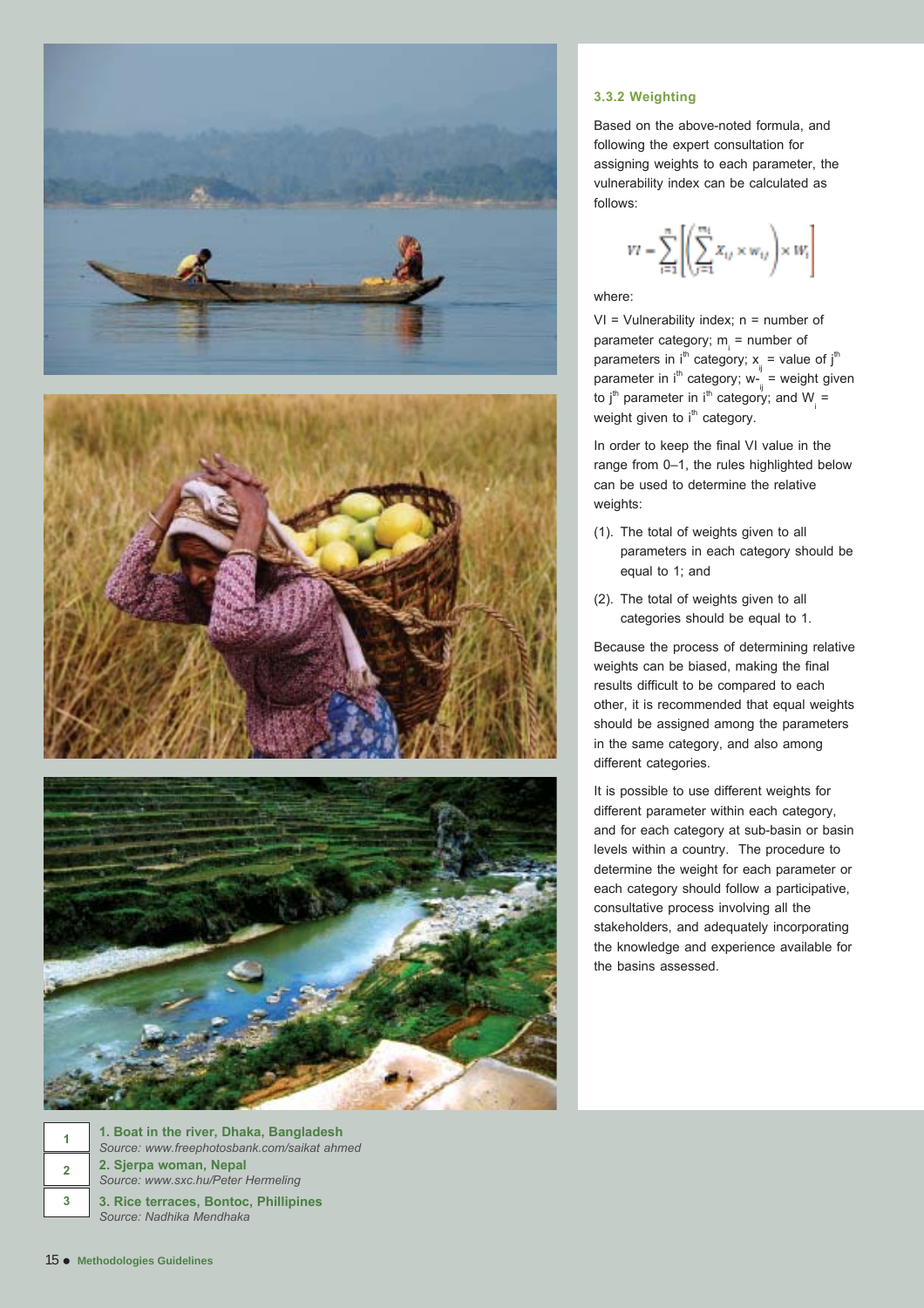### 3.3.2 Weighting

Based on the above-noted formula, and following the expert consultation for assigning weights to each parameter, the vulnerability index can be calculated as follows:

$$VI = \sum_{i=1}^{n}\left[\left(\sum_{j=1}^{m_i} x_{ij} \times w_{ij}\right) \times W_i\right]$$

where:

VI = Vulnerability index; n = number of parameter category; $m_i$ = number of parameters in $i^{th}$ category; $x_{ij}$ = value of $j^{th}$ parameter in $i^{th}$ category; $w_{ij}$ = weight given to $j^{th}$ parameter in $i^{th}$ category; and $W_i$ = weight given to $i^{th}$ category.

In order to keep the final VI value in the range from 0–1, the rules highlighted below can be used to determine the relative weights:

(1). The total of weights given to all parameters in each category should be equal to 1; and

(2). The total of weights given to all categories should be equal to 1.

Because the process of determining relative weights can be biased, making the final results difficult to be compared to each other, it is recommended that equal weights should be assigned among the parameters in the same category, and also among different categories.

It is possible to use different weights for different parameter within each category, and for each category at sub-basin or basin levels within a country. The procedure to determine the weight for each parameter or each category should follow a participative, consultative process involving all the stakeholders, and adequately incorporating the knowledge and experience available for the basins assessed.

**1. Boat in the river, Dhaka, Bangladesh**
*Source: www.freephotosbank.com/saikat ahmed*

**2. Sjerpa woman, Nepal**
*Source: www.sxc.hu/Peter Hermeling*

**3. Rice terraces, Bontoc, Phillipines**
*Source: Nadhika Mendhaka*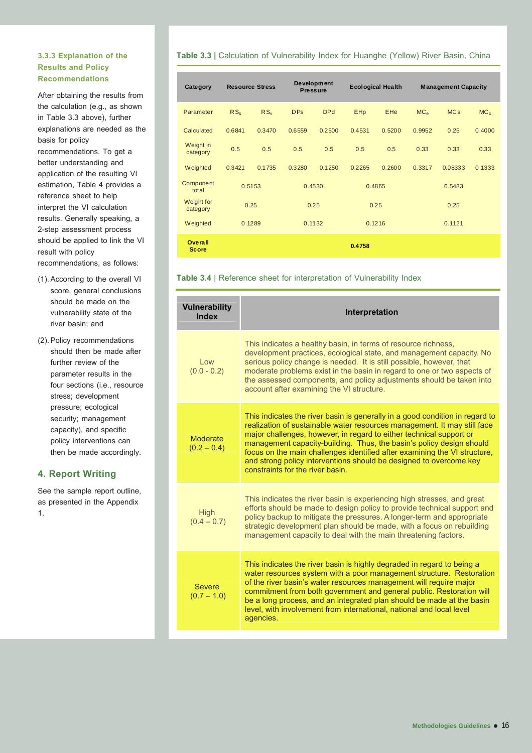### 3.3.3 Explanation of the Results and Policy Recommendations

After obtaining the results from the calculation (e.g., as shown in Table 3.3 above), further explanations are needed as the basis for policy recommendations. To get a better understanding and application of the resulting VI estimation, Table 4 provides a reference sheet to help interpret the VI calculation results. Generally speaking, a 2-step assessment process should be applied to link the VI result with policy recommendations, as follows:

(1). According to the overall VI score, general conclusions should be made on the vulnerability state of the river basin; and

(2). Policy recommendations should then be made after further review of the parameter results in the four sections (i.e., resource stress; development pressure; ecological security; management capacity), and specific policy interventions can then be made accordingly.

## 4. Report Writing

See the sample report outline, as presented in the Appendix 1.

**Table 3.3 |** Calculation of Vulnerability Index for Huanghe (Yellow) River Basin, China

| Category | Resource Stress | | Development Pressure | | Ecological Health | | Management Capacity | | |
|---|---|---|---|---|---|---|---|---|---|
| Parameter | $RS_s$ | $RS_v$ | DPs | DPd | EHp | EHe | $MC_e$ | MCs | $MC_c$ |
| Calculated | 0.6841 | 0.3470 | 0.6559 | 0.2500 | 0.4531 | 0.5200 | 0.9952 | 0.25 | 0.4000 |
| Weight in category | 0.5 | 0.5 | 0.5 | 0.5 | 0.5 | 0.5 | 0.33 | 0.33 | 0.33 |
| Weighted | 0.3421 | 0.1735 | 0.3280 | 0.1250 | 0.2265 | 0.2600 | 0.3317 | 0.08333 | 0.1333 |
| Component total | 0.5153 | | 0.4530 | | 0.4865 | | 0.5483 | | |
| Weight for category | 0.25 | | 0.25 | | 0.25 | | 0.25 | | |
| Weighted | 0.1289 | | 0.1132 | | 0.1216 | | 0.1121 | | |
| **Overall Score** | **0.4758** | | | | | | | | |

**Table 3.4** | Reference sheet for interpretation of Vulnerability Index

| Vulnerability Index | Interpretation |
|---|---|
| Low (0.0 - 0.2) | This indicates a healthy basin, in terms of resource richness, development practices, ecological state, and management capacity. No serious policy change is needed. It is still possible, however, that moderate problems exist in the basin in regard to one or two aspects of the assessed components, and policy adjustments should be taken into account after examining the VI structure. |
| Moderate (0.2 – 0.4) | This indicates the river basin is generally in a good condition in regard to realization of sustainable water resources management. It may still face major challenges, however, in regard to either technical support or management capacity-building. Thus, the basin's policy design should focus on the main challenges identified after examining the VI structure, and strong policy interventions should be designed to overcome key constraints for the river basin. |
| High (0.4 – 0.7) | This indicates the river basin is experiencing high stresses, and great efforts should be made to design policy to provide technical support and policy backup to mitigate the pressures. A longer-term and appropriate strategic development plan should be made, with a focus on rebuilding management capacity to deal with the main threatening factors. |
| Severe (0.7 – 1.0) | This indicates the river basin is highly degraded in regard to being a water resources system with a poor management structure. Restoration of the river basin's water resources management will require major commitment from both government and general public. Restoration will be a long process, and an integrated plan should be made at the basin level, with involvement from international, national and local level agencies. |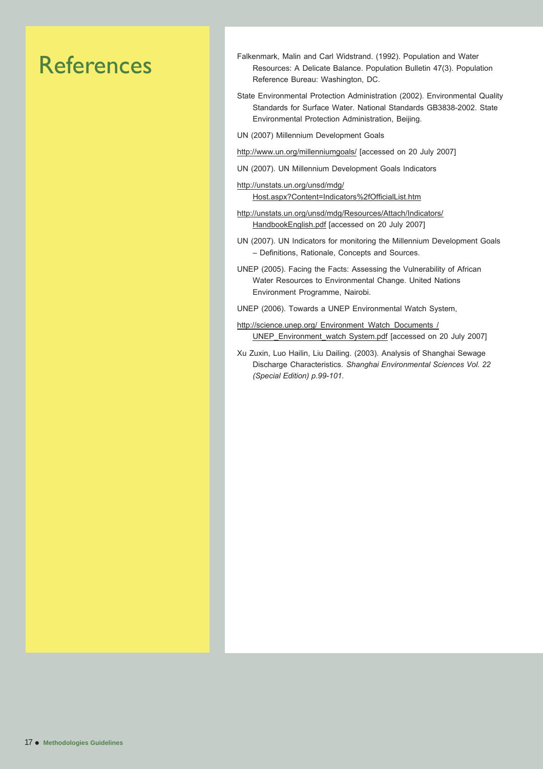# References

Falkenmark, Malin and Carl Widstrand. (1992). Population and Water Resources: A Delicate Balance. Population Bulletin 47(3). Population Reference Bureau: Washington, DC.

State Environmental Protection Administration (2002). Environmental Quality Standards for Surface Water. National Standards GB3838-2002. State Environmental Protection Administration, Beijing.

UN (2007) Millennium Development Goals

http://www.un.org/millenniumgoals/ [accessed on 20 July 2007]

UN (2007). UN Millennium Development Goals Indicators

http://unstats.un.org/unsd/mdg/Host.aspx?Content=Indicators%2fOfficialList.htm

http://unstats.un.org/unsd/mdg/Resources/Attach/Indicators/HandbookEnglish.pdf [accessed on 20 July 2007]

UN (2007). UN Indicators for monitoring the Millennium Development Goals – Definitions, Rationale, Concepts and Sources.

UNEP (2005). Facing the Facts: Assessing the Vulnerability of African Water Resources to Environmental Change. United Nations Environment Programme, Nairobi.

UNEP (2006). Towards a UNEP Environmental Watch System,

http://science.unep.org/ Environment_Watch_Documents / UNEP_Environment_watch System.pdf [accessed on 20 July 2007]

Xu Zuxin, Luo Hailin, Liu Dailing. (2003). Analysis of Shanghai Sewage Discharge Characteristics. *Shanghai Environmental Sciences Vol. 22 (Special Edition) p.99-101.*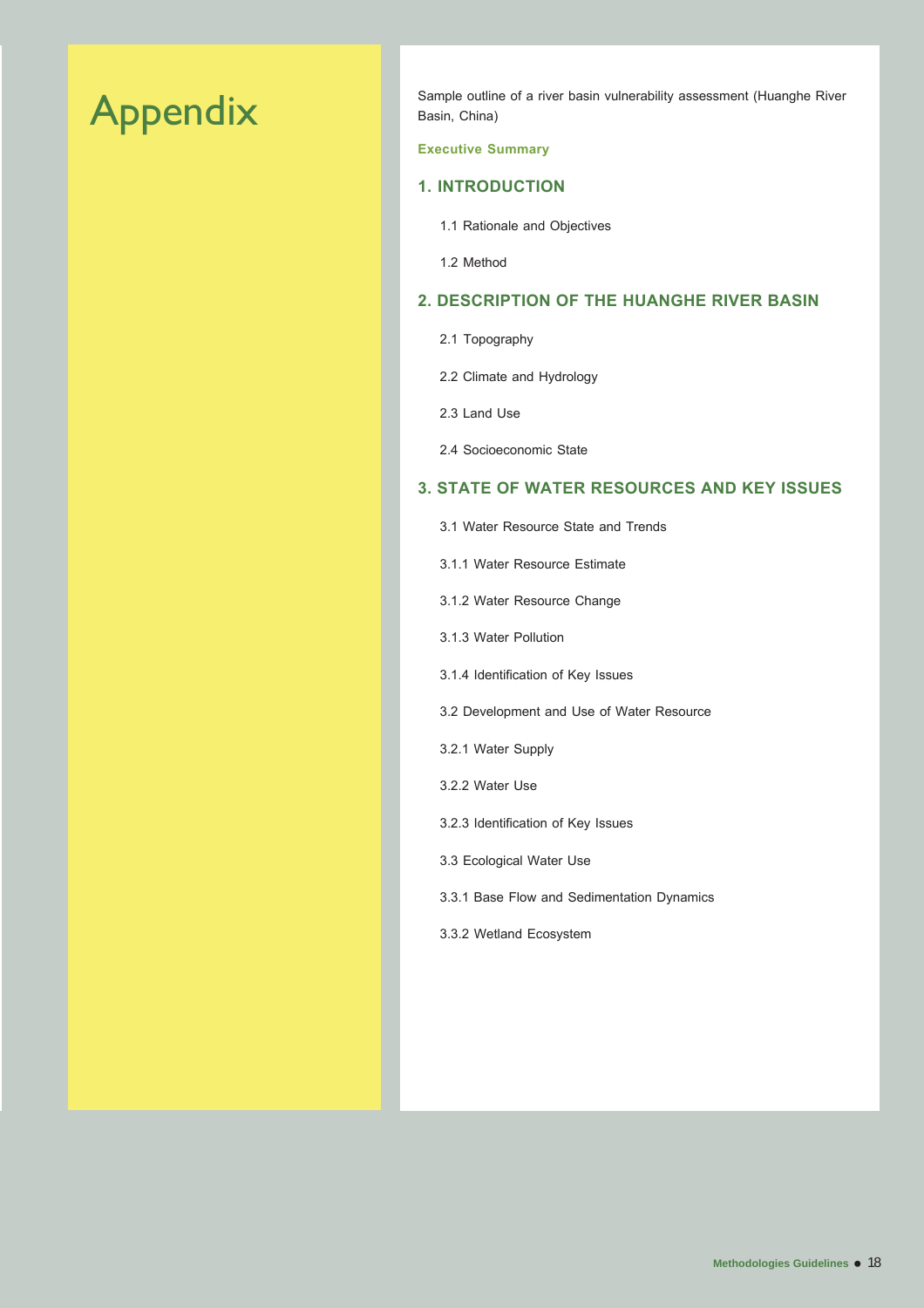# Appendix

Sample outline of a river basin vulnerability assessment (Huanghe River Basin, China)

**Executive Summary**

## 1. INTRODUCTION

1.1 Rationale and Objectives

1.2 Method

## 2. DESCRIPTION OF THE HUANGHE RIVER BASIN

2.1 Topography

2.2 Climate and Hydrology

2.3 Land Use

2.4 Socioeconomic State

## 3. STATE OF WATER RESOURCES AND KEY ISSUES

3.1 Water Resource State and Trends

3.1.1 Water Resource Estimate

3.1.2 Water Resource Change

3.1.3 Water Pollution

3.1.4 Identification of Key Issues

3.2 Development and Use of Water Resource

3.2.1 Water Supply

3.2.2 Water Use

3.2.3 Identification of Key Issues

3.3 Ecological Water Use

3.3.1 Base Flow and Sedimentation Dynamics

3.3.2 Wetland Ecosystem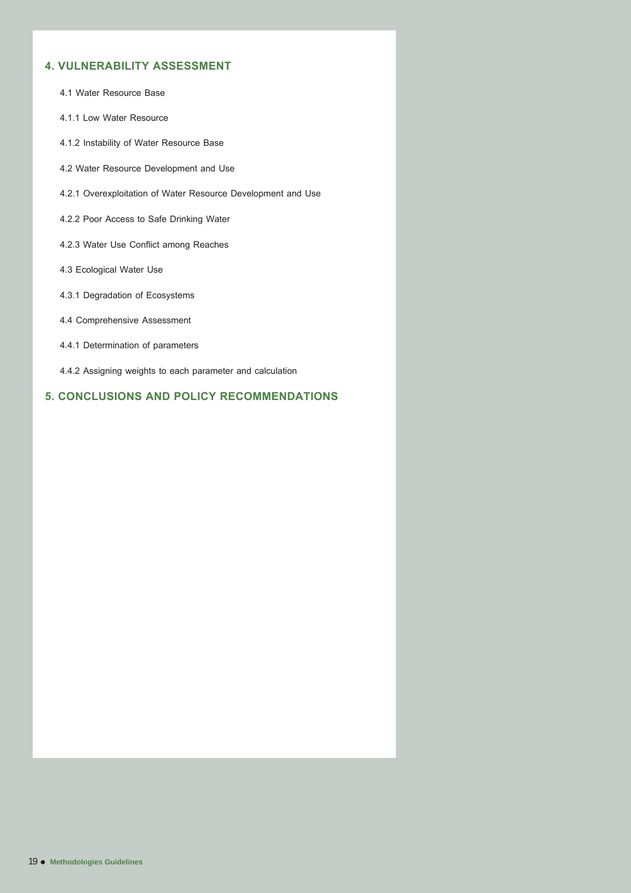## 4. VULNERABILITY ASSESSMENT

4.1 Water Resource Base

4.1.1 Low Water Resource

4.1.2 Instability of Water Resource Base

4.2 Water Resource Development and Use

4.2.1 Overexploitation of Water Resource Development and Use

4.2.2 Poor Access to Safe Drinking Water

4.2.3 Water Use Conflict among Reaches

4.3 Ecological Water Use

4.3.1 Degradation of Ecosystems

4.4 Comprehensive Assessment

4.4.1 Determination of parameters

4.4.2 Assigning weights to each parameter and calculation

## 5. CONCLUSIONS AND POLICY RECOMMENDATIONS